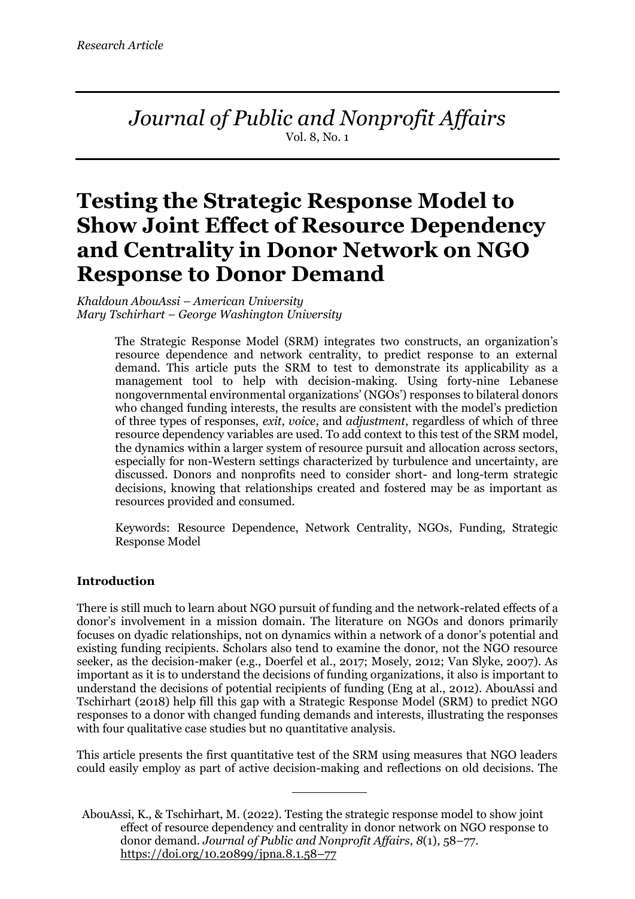*Research Article*

*Journal of Public and Nonprofit Affairs*
Vol. 8, No. 1

# Testing the Strategic Response Model to Show Joint Effect of Resource Dependency and Centrality in Donor Network on NGO Response to Donor Demand

*Khaldoun AbouAssi – American University*
*Mary Tschirhart – George Washington University*

The Strategic Response Model (SRM) integrates two constructs, an organization's resource dependence and network centrality, to predict response to an external demand. This article puts the SRM to test to demonstrate its applicability as a management tool to help with decision-making. Using forty-nine Lebanese nongovernmental environmental organizations' (NGOs') responses to bilateral donors who changed funding interests, the results are consistent with the model's prediction of three types of responses, *exit*, *voice*, and *adjustment*, regardless of which of three resource dependency variables are used. To add context to this test of the SRM model, the dynamics within a larger system of resource pursuit and allocation across sectors, especially for non-Western settings characterized by turbulence and uncertainty, are discussed. Donors and nonprofits need to consider short- and long-term strategic decisions, knowing that relationships created and fostered may be as important as resources provided and consumed.

Keywords: Resource Dependence, Network Centrality, NGOs, Funding, Strategic Response Model

## Introduction

There is still much to learn about NGO pursuit of funding and the network-related effects of a donor's involvement in a mission domain. The literature on NGOs and donors primarily focuses on dyadic relationships, not on dynamics within a network of a donor's potential and existing funding recipients. Scholars also tend to examine the donor, not the NGO resource seeker, as the decision-maker (e.g., Doerfel et al., 2017; Mosely, 2012; Van Slyke, 2007). As important as it is to understand the decisions of funding organizations, it also is important to understand the decisions of potential recipients of funding (Eng at al., 2012). AbouAssi and Tschirhart (2018) help fill this gap with a Strategic Response Model (SRM) to predict NGO responses to a donor with changed funding demands and interests, illustrating the responses with four qualitative case studies but no quantitative analysis.

This article presents the first quantitative test of the SRM using measures that NGO leaders could easily employ as part of active decision-making and reflections on old decisions. The

---

AbouAssi, K., & Tschirhart, M. (2022). Testing the strategic response model to show joint effect of resource dependency and centrality in donor network on NGO response to donor demand. *Journal of Public and Nonprofit Affairs*, *8*(1), 58–77. https://doi.org/10.20899/jpna.8.1.58–77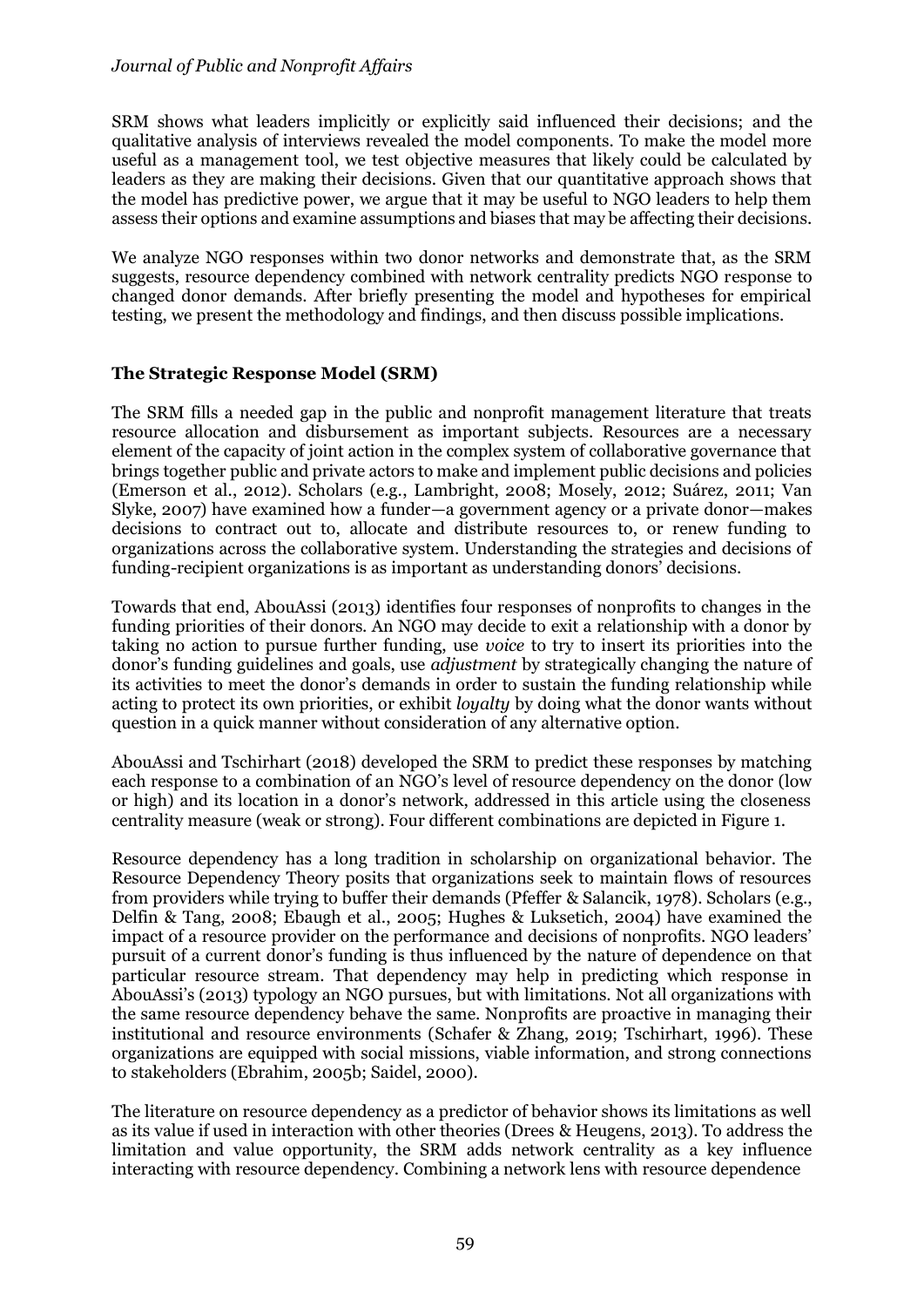SRM shows what leaders implicitly or explicitly said influenced their decisions; and the qualitative analysis of interviews revealed the model components. To make the model more useful as a management tool, we test objective measures that likely could be calculated by leaders as they are making their decisions. Given that our quantitative approach shows that the model has predictive power, we argue that it may be useful to NGO leaders to help them assess their options and examine assumptions and biases that may be affecting their decisions.

We analyze NGO responses within two donor networks and demonstrate that, as the SRM suggests, resource dependency combined with network centrality predicts NGO response to changed donor demands. After briefly presenting the model and hypotheses for empirical testing, we present the methodology and findings, and then discuss possible implications.

## The Strategic Response Model (SRM)

The SRM fills a needed gap in the public and nonprofit management literature that treats resource allocation and disbursement as important subjects. Resources are a necessary element of the capacity of joint action in the complex system of collaborative governance that brings together public and private actors to make and implement public decisions and policies (Emerson et al., 2012). Scholars (e.g., Lambright, 2008; Mosely, 2012; Suárez, 2011; Van Slyke, 2007) have examined how a funder—a government agency or a private donor—makes decisions to contract out to, allocate and distribute resources to, or renew funding to organizations across the collaborative system. Understanding the strategies and decisions of funding-recipient organizations is as important as understanding donors' decisions.

Towards that end, AbouAssi (2013) identifies four responses of nonprofits to changes in the funding priorities of their donors. An NGO may decide to exit a relationship with a donor by taking no action to pursue further funding, use *voice* to try to insert its priorities into the donor's funding guidelines and goals, use *adjustment* by strategically changing the nature of its activities to meet the donor's demands in order to sustain the funding relationship while acting to protect its own priorities, or exhibit *loyalty* by doing what the donor wants without question in a quick manner without consideration of any alternative option.

AbouAssi and Tschirhart (2018) developed the SRM to predict these responses by matching each response to a combination of an NGO's level of resource dependency on the donor (low or high) and its location in a donor's network, addressed in this article using the closeness centrality measure (weak or strong). Four different combinations are depicted in Figure 1.

Resource dependency has a long tradition in scholarship on organizational behavior. The Resource Dependency Theory posits that organizations seek to maintain flows of resources from providers while trying to buffer their demands (Pfeffer & Salancik, 1978). Scholars (e.g., Delfin & Tang, 2008; Ebaugh et al., 2005; Hughes & Luksetich, 2004) have examined the impact of a resource provider on the performance and decisions of nonprofits. NGO leaders' pursuit of a current donor's funding is thus influenced by the nature of dependence on that particular resource stream. That dependency may help in predicting which response in AbouAssi's (2013) typology an NGO pursues, but with limitations. Not all organizations with the same resource dependency behave the same. Nonprofits are proactive in managing their institutional and resource environments (Schafer & Zhang, 2019; Tschirhart, 1996). These organizations are equipped with social missions, viable information, and strong connections to stakeholders (Ebrahim, 2005b; Saidel, 2000).

The literature on resource dependency as a predictor of behavior shows its limitations as well as its value if used in interaction with other theories (Drees & Heugens, 2013). To address the limitation and value opportunity, the SRM adds network centrality as a key influence interacting with resource dependency. Combining a network lens with resource dependence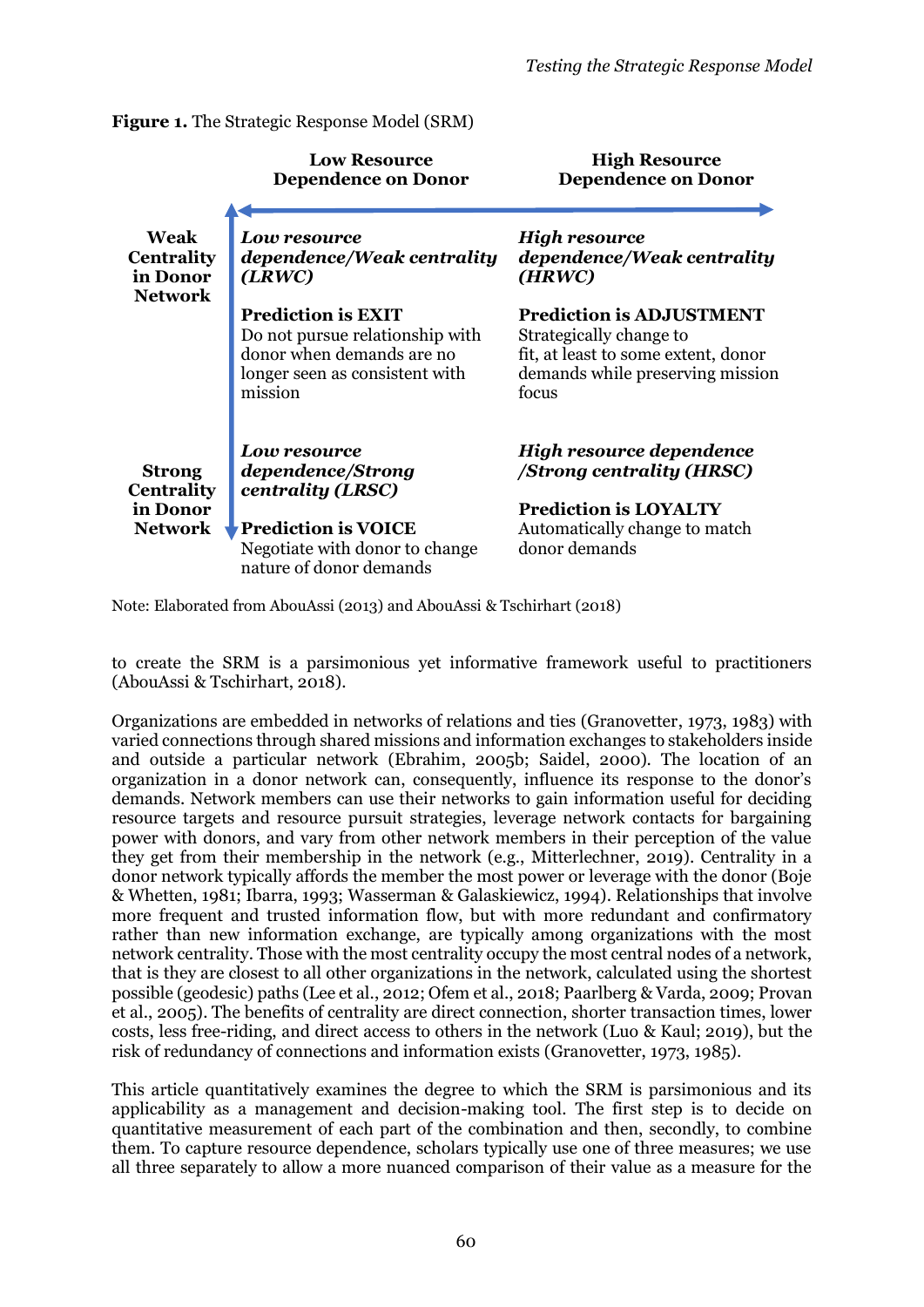**Figure 1.** The Strategic Response Model (SRM)

| | Low Resource Dependence on Donor | High Resource Dependence on Donor |
|---|---|---|
| **Weak Centrality in Donor Network** | ***Low resource dependence/Weak centrality (LRWC)***<br><br>**Prediction is EXIT**<br>Do not pursue relationship with donor when demands are no longer seen as consistent with mission | ***High resource dependence/Weak centrality (HRWC)***<br><br>**Prediction is ADJUSTMENT**<br>Strategically change to fit, at least to some extent, donor demands while preserving mission focus |
| **Strong Centrality in Donor Network** | ***Low resource dependence/Strong centrality (LRSC)***<br><br>**Prediction is VOICE**<br>Negotiate with donor to change nature of donor demands | ***High resource dependence /Strong centrality (HRSC)***<br><br>**Prediction is LOYALTY**<br>Automatically change to match donor demands |

Note: Elaborated from AbouAssi (2013) and AbouAssi & Tschirhart (2018)

to create the SRM is a parsimonious yet informative framework useful to practitioners (AbouAssi & Tschirhart, 2018).

Organizations are embedded in networks of relations and ties (Granovetter, 1973, 1983) with varied connections through shared missions and information exchanges to stakeholders inside and outside a particular network (Ebrahim, 2005b; Saidel, 2000). The location of an organization in a donor network can, consequently, influence its response to the donor's demands. Network members can use their networks to gain information useful for deciding resource targets and resource pursuit strategies, leverage network contacts for bargaining power with donors, and vary from other network members in their perception of the value they get from their membership in the network (e.g., Mitterlechner, 2019). Centrality in a donor network typically affords the member the most power or leverage with the donor (Boje & Whetten, 1981; Ibarra, 1993; Wasserman & Galaskiewicz, 1994). Relationships that involve more frequent and trusted information flow, but with more redundant and confirmatory rather than new information exchange, are typically among organizations with the most network centrality. Those with the most centrality occupy the most central nodes of a network, that is they are closest to all other organizations in the network, calculated using the shortest possible (geodesic) paths (Lee et al., 2012; Ofem et al., 2018; Paarlberg & Varda, 2009; Provan et al., 2005). The benefits of centrality are direct connection, shorter transaction times, lower costs, less free-riding, and direct access to others in the network (Luo & Kaul; 2019), but the risk of redundancy of connections and information exists (Granovetter, 1973, 1985).

This article quantitatively examines the degree to which the SRM is parsimonious and its applicability as a management and decision-making tool. The first step is to decide on quantitative measurement of each part of the combination and then, secondly, to combine them. To capture resource dependence, scholars typically use one of three measures; we use all three separately to allow a more nuanced comparison of their value as a measure for the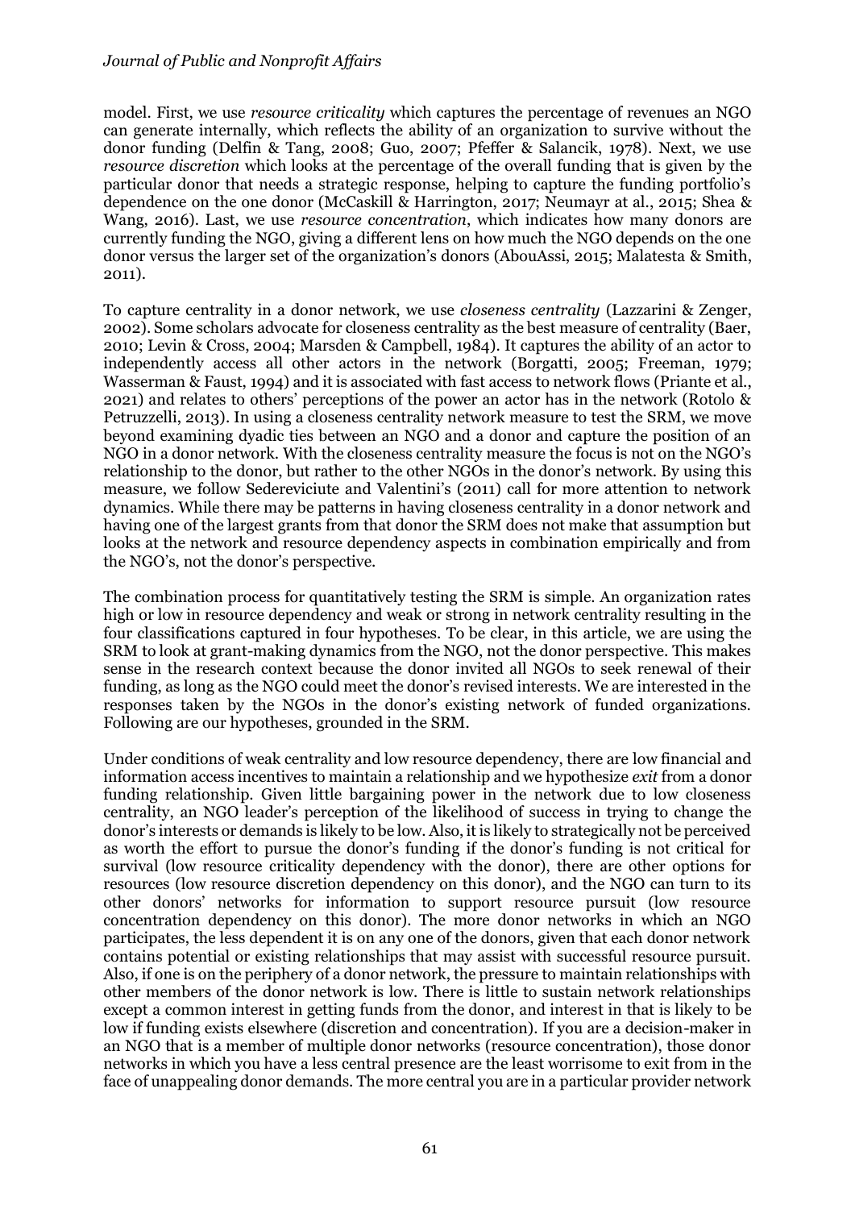model. First, we use *resource criticality* which captures the percentage of revenues an NGO can generate internally, which reflects the ability of an organization to survive without the donor funding (Delfin & Tang, 2008; Guo, 2007; Pfeffer & Salancik, 1978). Next, we use *resource discretion* which looks at the percentage of the overall funding that is given by the particular donor that needs a strategic response, helping to capture the funding portfolio's dependence on the one donor (McCaskill & Harrington, 2017; Neumayr at al., 2015; Shea & Wang, 2016). Last, we use *resource concentration*, which indicates how many donors are currently funding the NGO, giving a different lens on how much the NGO depends on the one donor versus the larger set of the organization's donors (AbouAssi, 2015; Malatesta & Smith, 2011).

To capture centrality in a donor network, we use *closeness centrality* (Lazzarini & Zenger, 2002). Some scholars advocate for closeness centrality as the best measure of centrality (Baer, 2010; Levin & Cross, 2004; Marsden & Campbell, 1984). It captures the ability of an actor to independently access all other actors in the network (Borgatti, 2005; Freeman, 1979; Wasserman & Faust, 1994) and it is associated with fast access to network flows (Priante et al., 2021) and relates to others' perceptions of the power an actor has in the network (Rotolo & Petruzzelli, 2013). In using a closeness centrality network measure to test the SRM, we move beyond examining dyadic ties between an NGO and a donor and capture the position of an NGO in a donor network. With the closeness centrality measure the focus is not on the NGO's relationship to the donor, but rather to the other NGOs in the donor's network. By using this measure, we follow Sedereviciute and Valentini's (2011) call for more attention to network dynamics. While there may be patterns in having closeness centrality in a donor network and having one of the largest grants from that donor the SRM does not make that assumption but looks at the network and resource dependency aspects in combination empirically and from the NGO's, not the donor's perspective.

The combination process for quantitatively testing the SRM is simple. An organization rates high or low in resource dependency and weak or strong in network centrality resulting in the four classifications captured in four hypotheses. To be clear, in this article, we are using the SRM to look at grant-making dynamics from the NGO, not the donor perspective. This makes sense in the research context because the donor invited all NGOs to seek renewal of their funding, as long as the NGO could meet the donor's revised interests. We are interested in the responses taken by the NGOs in the donor's existing network of funded organizations. Following are our hypotheses, grounded in the SRM.

Under conditions of weak centrality and low resource dependency, there are low financial and information access incentives to maintain a relationship and we hypothesize *exit* from a donor funding relationship. Given little bargaining power in the network due to low closeness centrality, an NGO leader's perception of the likelihood of success in trying to change the donor's interests or demands is likely to be low. Also, it is likely to strategically not be perceived as worth the effort to pursue the donor's funding if the donor's funding is not critical for survival (low resource criticality dependency with the donor), there are other options for resources (low resource discretion dependency on this donor), and the NGO can turn to its other donors' networks for information to support resource pursuit (low resource concentration dependency on this donor). The more donor networks in which an NGO participates, the less dependent it is on any one of the donors, given that each donor network contains potential or existing relationships that may assist with successful resource pursuit. Also, if one is on the periphery of a donor network, the pressure to maintain relationships with other members of the donor network is low. There is little to sustain network relationships except a common interest in getting funds from the donor, and interest in that is likely to be low if funding exists elsewhere (discretion and concentration). If you are a decision-maker in an NGO that is a member of multiple donor networks (resource concentration), those donor networks in which you have a less central presence are the least worrisome to exit from in the face of unappealing donor demands. The more central you are in a particular provider network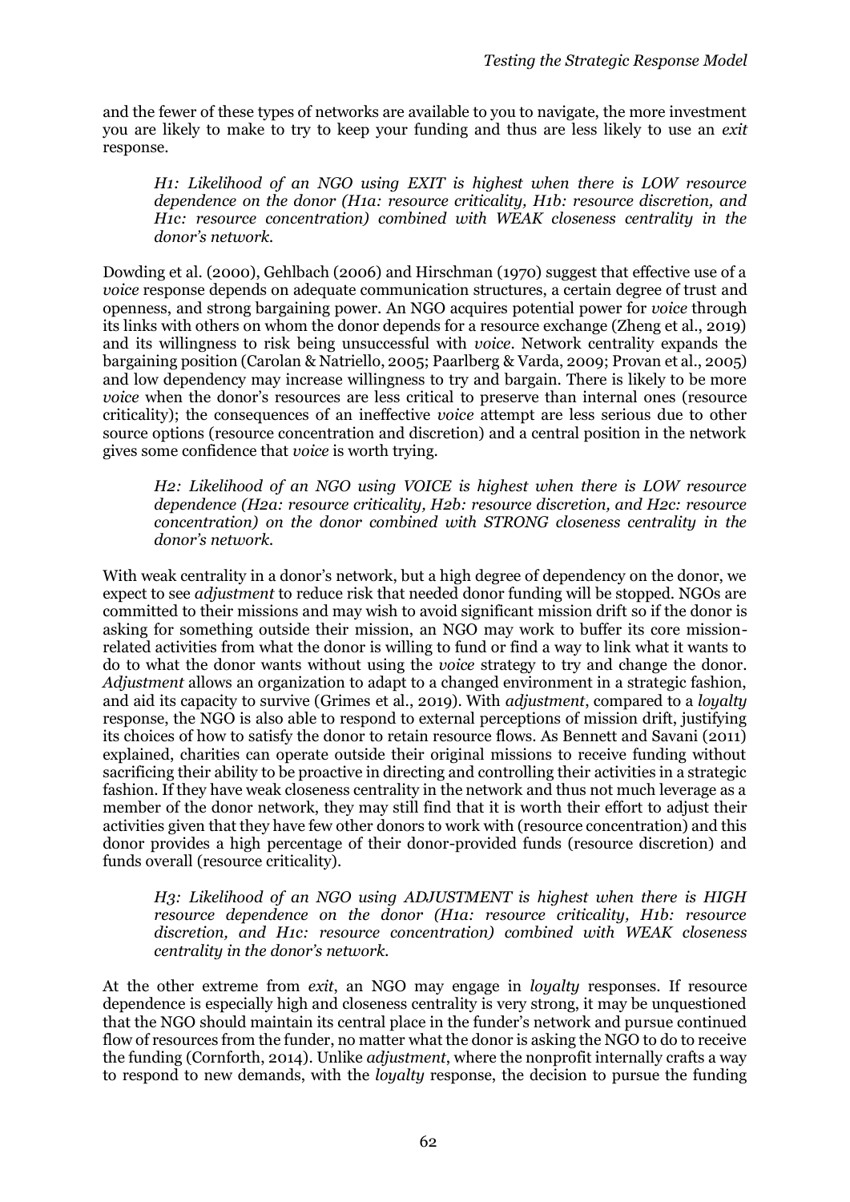and the fewer of these types of networks are available to you to navigate, the more investment you are likely to make to try to keep your funding and thus are less likely to use an *exit* response.

> *H1: Likelihood of an NGO using EXIT is highest when there is LOW resource dependence on the donor (H1a: resource criticality, H1b: resource discretion, and H1c: resource concentration) combined with WEAK closeness centrality in the donor's network.*

Dowding et al. (2000), Gehlbach (2006) and Hirschman (1970) suggest that effective use of a *voice* response depends on adequate communication structures, a certain degree of trust and openness, and strong bargaining power. An NGO acquires potential power for *voice* through its links with others on whom the donor depends for a resource exchange (Zheng et al., 2019) and its willingness to risk being unsuccessful with *voice*. Network centrality expands the bargaining position (Carolan & Natriello, 2005; Paarlberg & Varda, 2009; Provan et al., 2005) and low dependency may increase willingness to try and bargain. There is likely to be more *voice* when the donor's resources are less critical to preserve than internal ones (resource criticality); the consequences of an ineffective *voice* attempt are less serious due to other source options (resource concentration and discretion) and a central position in the network gives some confidence that *voice* is worth trying.

> *H2: Likelihood of an NGO using VOICE is highest when there is LOW resource dependence (H2a: resource criticality, H2b: resource discretion, and H2c: resource concentration) on the donor combined with STRONG closeness centrality in the donor's network.*

With weak centrality in a donor's network, but a high degree of dependency on the donor, we expect to see *adjustment* to reduce risk that needed donor funding will be stopped. NGOs are committed to their missions and may wish to avoid significant mission drift so if the donor is asking for something outside their mission, an NGO may work to buffer its core mission-related activities from what the donor is willing to fund or find a way to link what it wants to do to what the donor wants without using the *voice* strategy to try and change the donor. *Adjustment* allows an organization to adapt to a changed environment in a strategic fashion, and aid its capacity to survive (Grimes et al., 2019). With *adjustment*, compared to a *loyalty* response, the NGO is also able to respond to external perceptions of mission drift, justifying its choices of how to satisfy the donor to retain resource flows. As Bennett and Savani (2011) explained, charities can operate outside their original missions to receive funding without sacrificing their ability to be proactive in directing and controlling their activities in a strategic fashion. If they have weak closeness centrality in the network and thus not much leverage as a member of the donor network, they may still find that it is worth their effort to adjust their activities given that they have few other donors to work with (resource concentration) and this donor provides a high percentage of their donor-provided funds (resource discretion) and funds overall (resource criticality).

> *H3: Likelihood of an NGO using ADJUSTMENT is highest when there is HIGH resource dependence on the donor (H1a: resource criticality, H1b: resource discretion, and H1c: resource concentration) combined with WEAK closeness centrality in the donor's network.*

At the other extreme from *exit*, an NGO may engage in *loyalty* responses. If resource dependence is especially high and closeness centrality is very strong, it may be unquestioned that the NGO should maintain its central place in the funder's network and pursue continued flow of resources from the funder, no matter what the donor is asking the NGO to do to receive the funding (Cornforth, 2014). Unlike *adjustment*, where the nonprofit internally crafts a way to respond to new demands, with the *loyalty* response, the decision to pursue the funding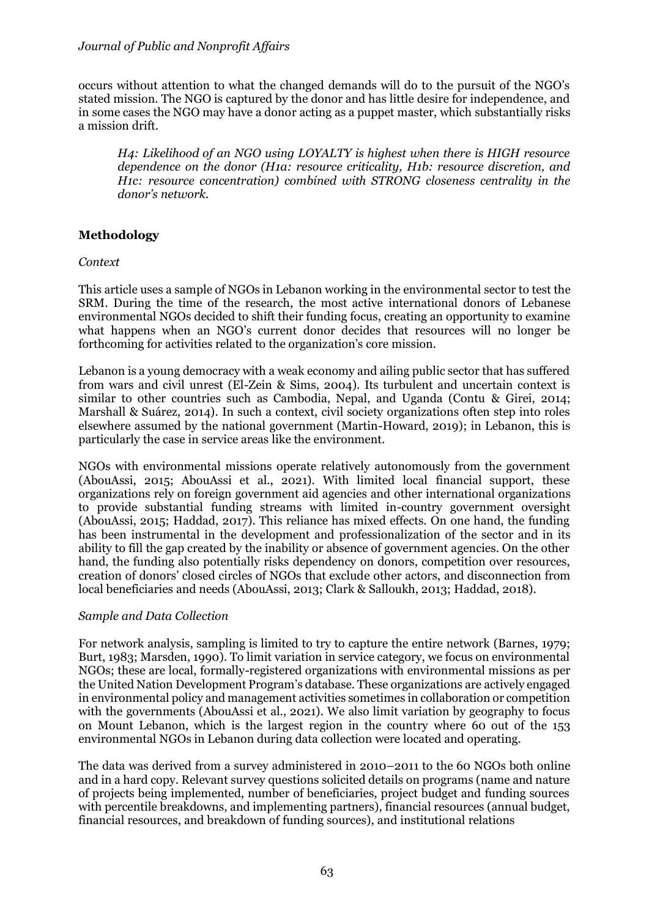occurs without attention to what the changed demands will do to the pursuit of the NGO's stated mission. The NGO is captured by the donor and has little desire for independence, and in some cases the NGO may have a donor acting as a puppet master, which substantially risks a mission drift.

> *H4: Likelihood of an NGO using LOYALTY is highest when there is HIGH resource dependence on the donor (H1a: resource criticality, H1b: resource discretion, and H1c: resource concentration) combined with STRONG closeness centrality in the donor's network.*

## Methodology

### *Context*

This article uses a sample of NGOs in Lebanon working in the environmental sector to test the SRM. During the time of the research, the most active international donors of Lebanese environmental NGOs decided to shift their funding focus, creating an opportunity to examine what happens when an NGO's current donor decides that resources will no longer be forthcoming for activities related to the organization's core mission.

Lebanon is a young democracy with a weak economy and ailing public sector that has suffered from wars and civil unrest (El-Zein & Sims, 2004). Its turbulent and uncertain context is similar to other countries such as Cambodia, Nepal, and Uganda (Contu & Girei, 2014; Marshall & Suárez, 2014). In such a context, civil society organizations often step into roles elsewhere assumed by the national government (Martin-Howard, 2019); in Lebanon, this is particularly the case in service areas like the environment.

NGOs with environmental missions operate relatively autonomously from the government (AbouAssi, 2015; AbouAssi et al., 2021). With limited local financial support, these organizations rely on foreign government aid agencies and other international organizations to provide substantial funding streams with limited in-country government oversight (AbouAssi, 2015; Haddad, 2017). This reliance has mixed effects. On one hand, the funding has been instrumental in the development and professionalization of the sector and in its ability to fill the gap created by the inability or absence of government agencies. On the other hand, the funding also potentially risks dependency on donors, competition over resources, creation of donors' closed circles of NGOs that exclude other actors, and disconnection from local beneficiaries and needs (AbouAssi, 2013; Clark & Salloukh, 2013; Haddad, 2018).

### *Sample and Data Collection*

For network analysis, sampling is limited to try to capture the entire network (Barnes, 1979; Burt, 1983; Marsden, 1990). To limit variation in service category, we focus on environmental NGOs; these are local, formally-registered organizations with environmental missions as per the United Nation Development Program's database. These organizations are actively engaged in environmental policy and management activities sometimes in collaboration or competition with the governments (AbouAssi et al., 2021). We also limit variation by geography to focus on Mount Lebanon, which is the largest region in the country where 60 out of the 153 environmental NGOs in Lebanon during data collection were located and operating.

The data was derived from a survey administered in 2010–2011 to the 60 NGOs both online and in a hard copy. Relevant survey questions solicited details on programs (name and nature of projects being implemented, number of beneficiaries, project budget and funding sources with percentile breakdowns, and implementing partners), financial resources (annual budget, financial resources, and breakdown of funding sources), and institutional relations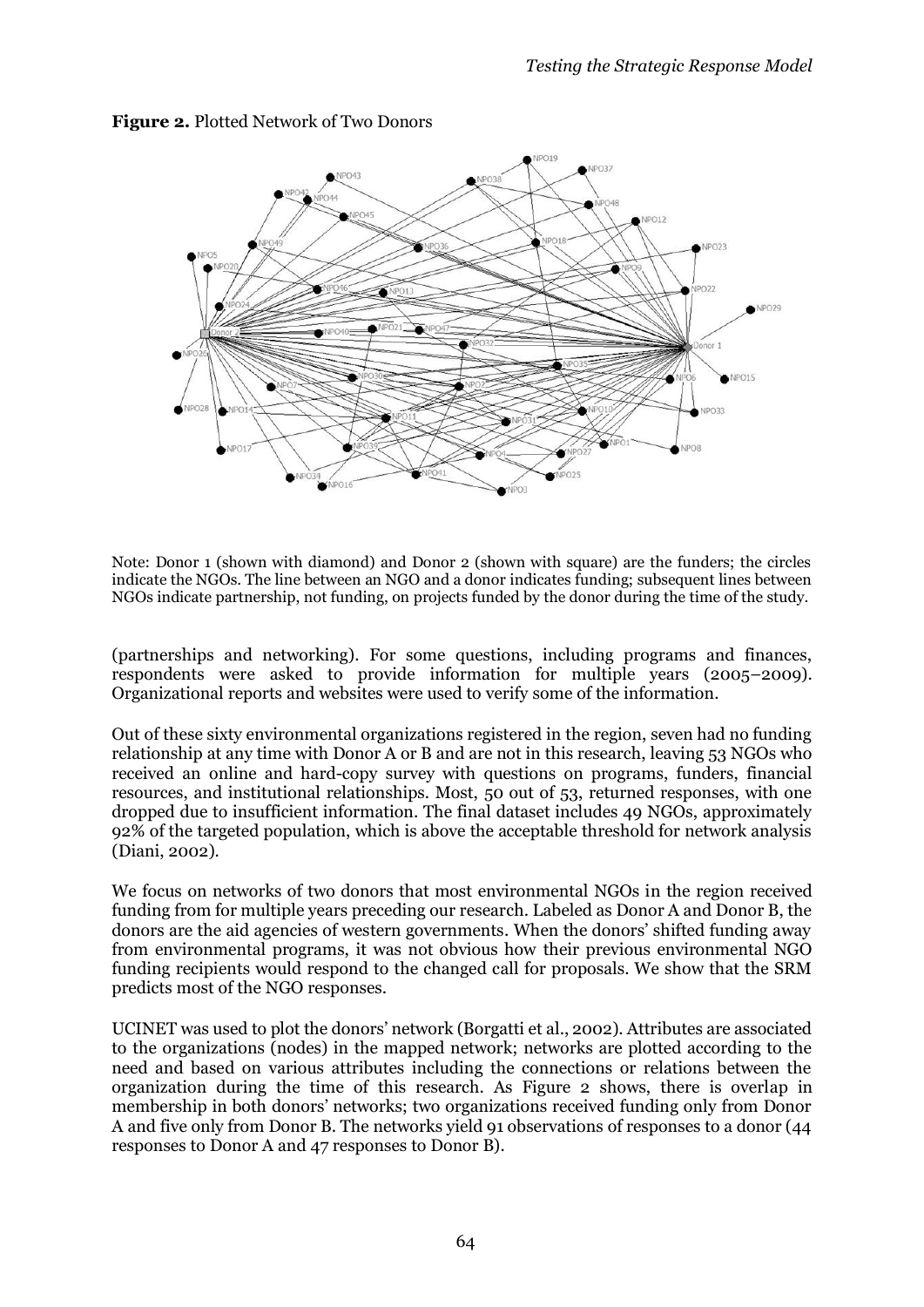**Figure 2.** Plotted Network of Two Donors

Note: Donor 1 (shown with diamond) and Donor 2 (shown with square) are the funders; the circles indicate the NGOs. The line between an NGO and a donor indicates funding; subsequent lines between NGOs indicate partnership, not funding, on projects funded by the donor during the time of the study.

(partnerships and networking). For some questions, including programs and finances, respondents were asked to provide information for multiple years (2005–2009). Organizational reports and websites were used to verify some of the information.

Out of these sixty environmental organizations registered in the region, seven had no funding relationship at any time with Donor A or B and are not in this research, leaving 53 NGOs who received an online and hard-copy survey with questions on programs, funders, financial resources, and institutional relationships. Most, 50 out of 53, returned responses, with one dropped due to insufficient information. The final dataset includes 49 NGOs, approximately 92% of the targeted population, which is above the acceptable threshold for network analysis (Diani, 2002).

We focus on networks of two donors that most environmental NGOs in the region received funding from for multiple years preceding our research. Labeled as Donor A and Donor B, the donors are the aid agencies of western governments. When the donors' shifted funding away from environmental programs, it was not obvious how their previous environmental NGO funding recipients would respond to the changed call for proposals. We show that the SRM predicts most of the NGO responses.

UCINET was used to plot the donors' network (Borgatti et al., 2002). Attributes are associated to the organizations (nodes) in the mapped network; networks are plotted according to the need and based on various attributes including the connections or relations between the organization during the time of this research. As Figure 2 shows, there is overlap in membership in both donors' networks; two organizations received funding only from Donor A and five only from Donor B. The networks yield 91 observations of responses to a donor (44 responses to Donor A and 47 responses to Donor B).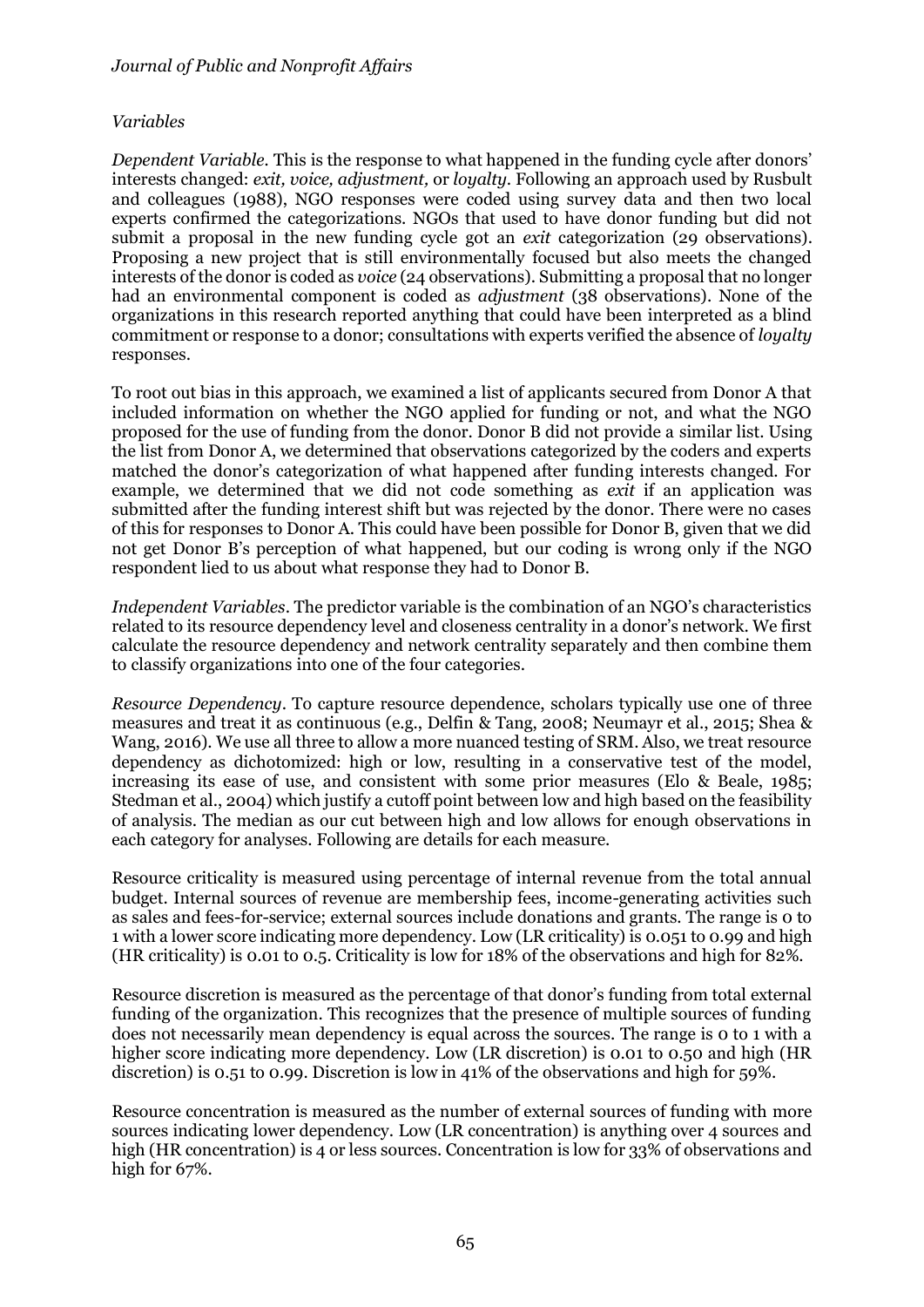### *Variables*

*Dependent Variable*. This is the response to what happened in the funding cycle after donors' interests changed: *exit, voice, adjustment,* or *loyalty*. Following an approach used by Rusbult and colleagues (1988), NGO responses were coded using survey data and then two local experts confirmed the categorizations. NGOs that used to have donor funding but did not submit a proposal in the new funding cycle got an *exit* categorization (29 observations). Proposing a new project that is still environmentally focused but also meets the changed interests of the donor is coded as *voice* (24 observations). Submitting a proposal that no longer had an environmental component is coded as *adjustment* (38 observations). None of the organizations in this research reported anything that could have been interpreted as a blind commitment or response to a donor; consultations with experts verified the absence of *loyalty* responses.

To root out bias in this approach, we examined a list of applicants secured from Donor A that included information on whether the NGO applied for funding or not, and what the NGO proposed for the use of funding from the donor. Donor B did not provide a similar list. Using the list from Donor A, we determined that observations categorized by the coders and experts matched the donor's categorization of what happened after funding interests changed. For example, we determined that we did not code something as *exit* if an application was submitted after the funding interest shift but was rejected by the donor. There were no cases of this for responses to Donor A. This could have been possible for Donor B, given that we did not get Donor B's perception of what happened, but our coding is wrong only if the NGO respondent lied to us about what response they had to Donor B.

*Independent Variables*. The predictor variable is the combination of an NGO's characteristics related to its resource dependency level and closeness centrality in a donor's network. We first calculate the resource dependency and network centrality separately and then combine them to classify organizations into one of the four categories.

*Resource Dependency*. To capture resource dependence, scholars typically use one of three measures and treat it as continuous (e.g., Delfin & Tang, 2008; Neumayr et al., 2015; Shea & Wang, 2016). We use all three to allow a more nuanced testing of SRM. Also, we treat resource dependency as dichotomized: high or low, resulting in a conservative test of the model, increasing its ease of use, and consistent with some prior measures (Elo & Beale, 1985; Stedman et al., 2004) which justify a cutoff point between low and high based on the feasibility of analysis. The median as our cut between high and low allows for enough observations in each category for analyses. Following are details for each measure.

Resource criticality is measured using percentage of internal revenue from the total annual budget. Internal sources of revenue are membership fees, income-generating activities such as sales and fees-for-service; external sources include donations and grants. The range is 0 to 1 with a lower score indicating more dependency. Low (LR criticality) is 0.051 to 0.99 and high (HR criticality) is 0.01 to 0.5. Criticality is low for 18% of the observations and high for 82%.

Resource discretion is measured as the percentage of that donor's funding from total external funding of the organization. This recognizes that the presence of multiple sources of funding does not necessarily mean dependency is equal across the sources. The range is 0 to 1 with a higher score indicating more dependency. Low (LR discretion) is 0.01 to 0.50 and high (HR discretion) is 0.51 to 0.99. Discretion is low in 41% of the observations and high for 59%.

Resource concentration is measured as the number of external sources of funding with more sources indicating lower dependency. Low (LR concentration) is anything over 4 sources and high (HR concentration) is 4 or less sources. Concentration is low for 33% of observations and high for 67%.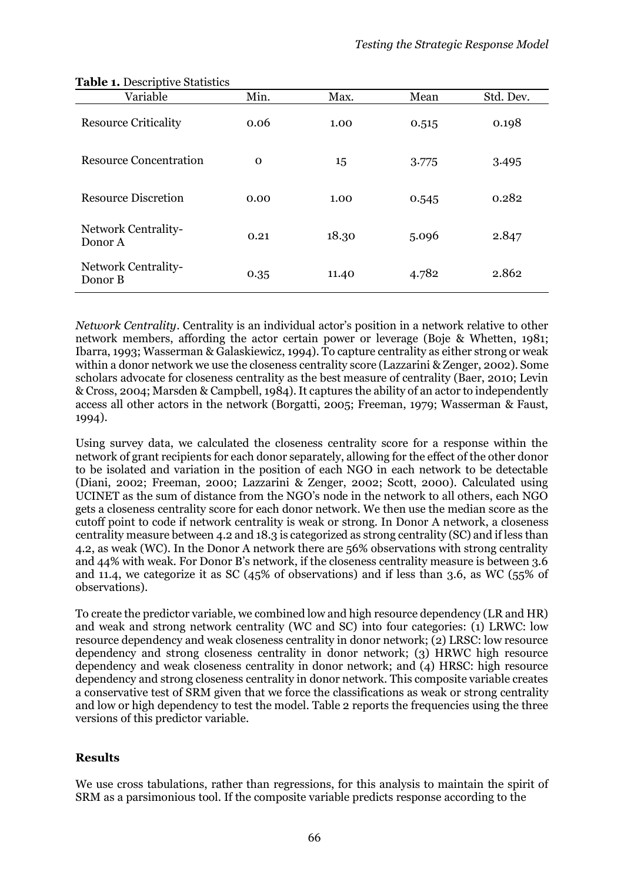**Table 1.** Descriptive Statistics

| Variable | Min. | Max. | Mean | Std. Dev. |
|---|---|---|---|---|
| Resource Criticality | 0.06 | 1.00 | 0.515 | 0.198 |
| Resource Concentration | 0 | 15 | 3.775 | 3.495 |
| Resource Discretion | 0.00 | 1.00 | 0.545 | 0.282 |
| Network Centrality-Donor A | 0.21 | 18.30 | 5.096 | 2.847 |
| Network Centrality-Donor B | 0.35 | 11.40 | 4.782 | 2.862 |

*Network Centrality*. Centrality is an individual actor's position in a network relative to other network members, affording the actor certain power or leverage (Boje & Whetten, 1981; Ibarra, 1993; Wasserman & Galaskiewicz, 1994). To capture centrality as either strong or weak within a donor network we use the closeness centrality score (Lazzarini & Zenger, 2002). Some scholars advocate for closeness centrality as the best measure of centrality (Baer, 2010; Levin & Cross, 2004; Marsden & Campbell, 1984). It captures the ability of an actor to independently access all other actors in the network (Borgatti, 2005; Freeman, 1979; Wasserman & Faust, 1994).

Using survey data, we calculated the closeness centrality score for a response within the network of grant recipients for each donor separately, allowing for the effect of the other donor to be isolated and variation in the position of each NGO in each network to be detectable (Diani, 2002; Freeman, 2000; Lazzarini & Zenger, 2002; Scott, 2000). Calculated using UCINET as the sum of distance from the NGO's node in the network to all others, each NGO gets a closeness centrality score for each donor network. We then use the median score as the cutoff point to code if network centrality is weak or strong. In Donor A network, a closeness centrality measure between 4.2 and 18.3 is categorized as strong centrality (SC) and if less than 4.2, as weak (WC). In the Donor A network there are 56% observations with strong centrality and 44% with weak. For Donor B's network, if the closeness centrality measure is between 3.6 and 11.4, we categorize it as SC (45% of observations) and if less than 3.6, as WC (55% of observations).

To create the predictor variable, we combined low and high resource dependency (LR and HR) and weak and strong network centrality (WC and SC) into four categories: (1) LRWC: low resource dependency and weak closeness centrality in donor network; (2) LRSC: low resource dependency and strong closeness centrality in donor network; (3) HRWC high resource dependency and weak closeness centrality in donor network; and (4) HRSC: high resource dependency and strong closeness centrality in donor network. This composite variable creates a conservative test of SRM given that we force the classifications as weak or strong centrality and low or high dependency to test the model. Table 2 reports the frequencies using the three versions of this predictor variable.

## Results

We use cross tabulations, rather than regressions, for this analysis to maintain the spirit of SRM as a parsimonious tool. If the composite variable predicts response according to the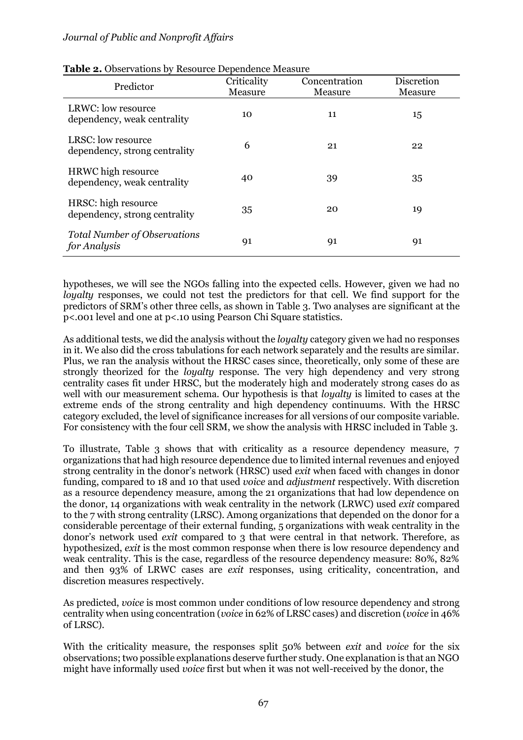**Table 2.** Observations by Resource Dependence Measure

| Predictor | Criticality Measure | Concentration Measure | Discretion Measure |
|---|---|---|---|
| LRWC: low resource dependency, weak centrality | 10 | 11 | 15 |
| LRSC: low resource dependency, strong centrality | 6 | 21 | 22 |
| HRWC high resource dependency, weak centrality | 40 | 39 | 35 |
| HRSC: high resource dependency, strong centrality | 35 | 20 | 19 |
| *Total Number of Observations for Analysis* | 91 | 91 | 91 |

hypotheses, we will see the NGOs falling into the expected cells. However, given we had no *loyalty* responses, we could not test the predictors for that cell. We find support for the predictors of SRM's other three cells, as shown in Table 3. Two analyses are significant at the $p<.001$ level and one at $p<.10$ using Pearson Chi Square statistics.

As additional tests, we did the analysis without the *loyalty* category given we had no responses in it. We also did the cross tabulations for each network separately and the results are similar. Plus, we ran the analysis without the HRSC cases since, theoretically, only some of these are strongly theorized for the *loyalty* response. The very high dependency and very strong centrality cases fit under HRSC, but the moderately high and moderately strong cases do as well with our measurement schema. Our hypothesis is that *loyalty* is limited to cases at the extreme ends of the strong centrality and high dependency continuums. With the HRSC category excluded, the level of significance increases for all versions of our composite variable. For consistency with the four cell SRM, we show the analysis with HRSC included in Table 3.

To illustrate, Table 3 shows that with criticality as a resource dependency measure, 7 organizations that had high resource dependence due to limited internal revenues and enjoyed strong centrality in the donor's network (HRSC) used *exit* when faced with changes in donor funding, compared to 18 and 10 that used *voice* and *adjustment* respectively. With discretion as a resource dependency measure, among the 21 organizations that had low dependence on the donor, 14 organizations with weak centrality in the network (LRWC) used *exit* compared to the 7 with strong centrality (LRSC). Among organizations that depended on the donor for a considerable percentage of their external funding, 5 organizations with weak centrality in the donor's network used *exit* compared to 3 that were central in that network. Therefore, as hypothesized, *exit* is the most common response when there is low resource dependency and weak centrality. This is the case, regardless of the resource dependency measure: 80%, 82% and then 93% of LRWC cases are *exit* responses, using criticality, concentration, and discretion measures respectively.

As predicted, *voice* is most common under conditions of low resource dependency and strong centrality when using concentration (*voice* in 62% of LRSC cases) and discretion (*voice* in 46% of LRSC).

With the criticality measure, the responses split 50% between *exit* and *voice* for the six observations; two possible explanations deserve further study. One explanation is that an NGO might have informally used *voice* first but when it was not well-received by the donor, the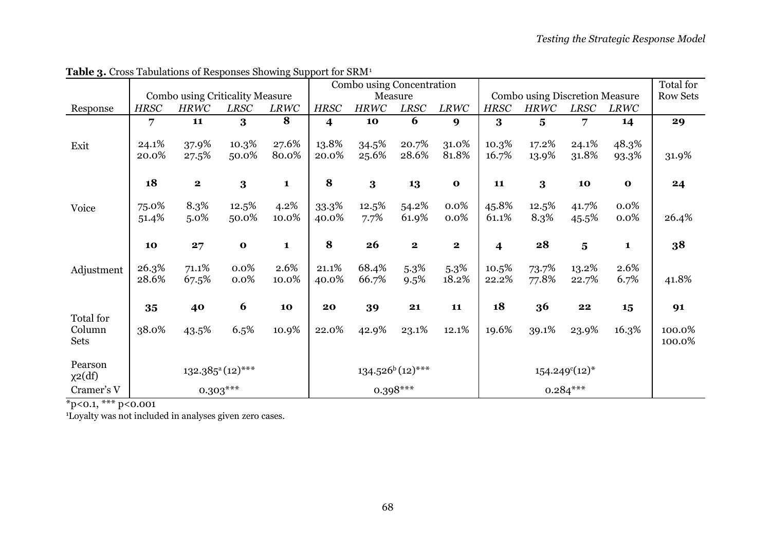**Table 3.** Cross Tabulations of Responses Showing Support for SRM[1]

| Response | Combo using Criticality Measure | | | | Combo using Concentration Measure | | | | Combo using Discretion Measure | | | | Total for Row Sets |
|---|---|---|---|---|---|---|---|---|---|---|---|---|---|
| | *HRSC* | *HRWC* | *LRSC* | *LRWC* | *HRSC* | *HRWC* | *LRSC* | *LRWC* | *HRSC* | *HRWC* | *LRSC* | *LRWC* | |
| Exit | **7** | **11** | **3** | **8** | **4** | **10** | **6** | **9** | **3** | **5** | **7** | **14** | **29** |
| | 24.1% | 37.9% | 10.3% | 27.6% | 13.8% | 34.5% | 20.7% | 31.0% | 10.3% | 17.2% | 24.1% | 48.3% | |
| | 20.0% | 27.5% | 50.0% | 80.0% | 20.0% | 25.6% | 28.6% | 81.8% | 16.7% | 13.9% | 31.8% | 93.3% | 31.9% |
| Voice | **18** | **2** | **3** | **1** | **8** | **3** | **13** | **0** | **11** | **3** | **10** | **0** | **24** |
| | 75.0% | 8.3% | 12.5% | 4.2% | 33.3% | 12.5% | 54.2% | 0.0% | 45.8% | 12.5% | 41.7% | 0.0% | |
| | 51.4% | 5.0% | 50.0% | 10.0% | 40.0% | 7.7% | 61.9% | 0.0% | 61.1% | 8.3% | 45.5% | 0.0% | 26.4% |
| Adjustment | **10** | **27** | **0** | **1** | **8** | **26** | **2** | **2** | **4** | **28** | **5** | **1** | **38** |
| | 26.3% | 71.1% | 0.0% | 2.6% | 21.1% | 68.4% | 5.3% | 5.3% | 10.5% | 73.7% | 13.2% | 2.6% | |
| | 28.6% | 67.5% | 0.0% | 10.0% | 40.0% | 66.7% | 9.5% | 18.2% | 22.2% | 77.8% | 22.7% | 6.7% | 41.8% |
| Total for Column Sets | **35** | **40** | **6** | **10** | **20** | **39** | **21** | **11** | **18** | **36** | **22** | **15** | **91** |
| | 38.0% | 43.5% | 6.5% | 10.9% | 22.0% | 42.9% | 23.1% | 12.1% | 19.6% | 39.1% | 23.9% | 16.3% | 100.0% 100.0% |
| Pearson $\chi 2$(df) | $132.385^{a}$ (12)*** | | | | $134.526^{b}$ (12)*** | | | | $154.249^{c}$(12)* | | | | |
| Cramer's V | 0.303*** | | | | 0.398*** | | | | 0.284*** | | | | |

*p<0.1, *** p<0.001

[1]Loyalty was not included in analyses given zero cases.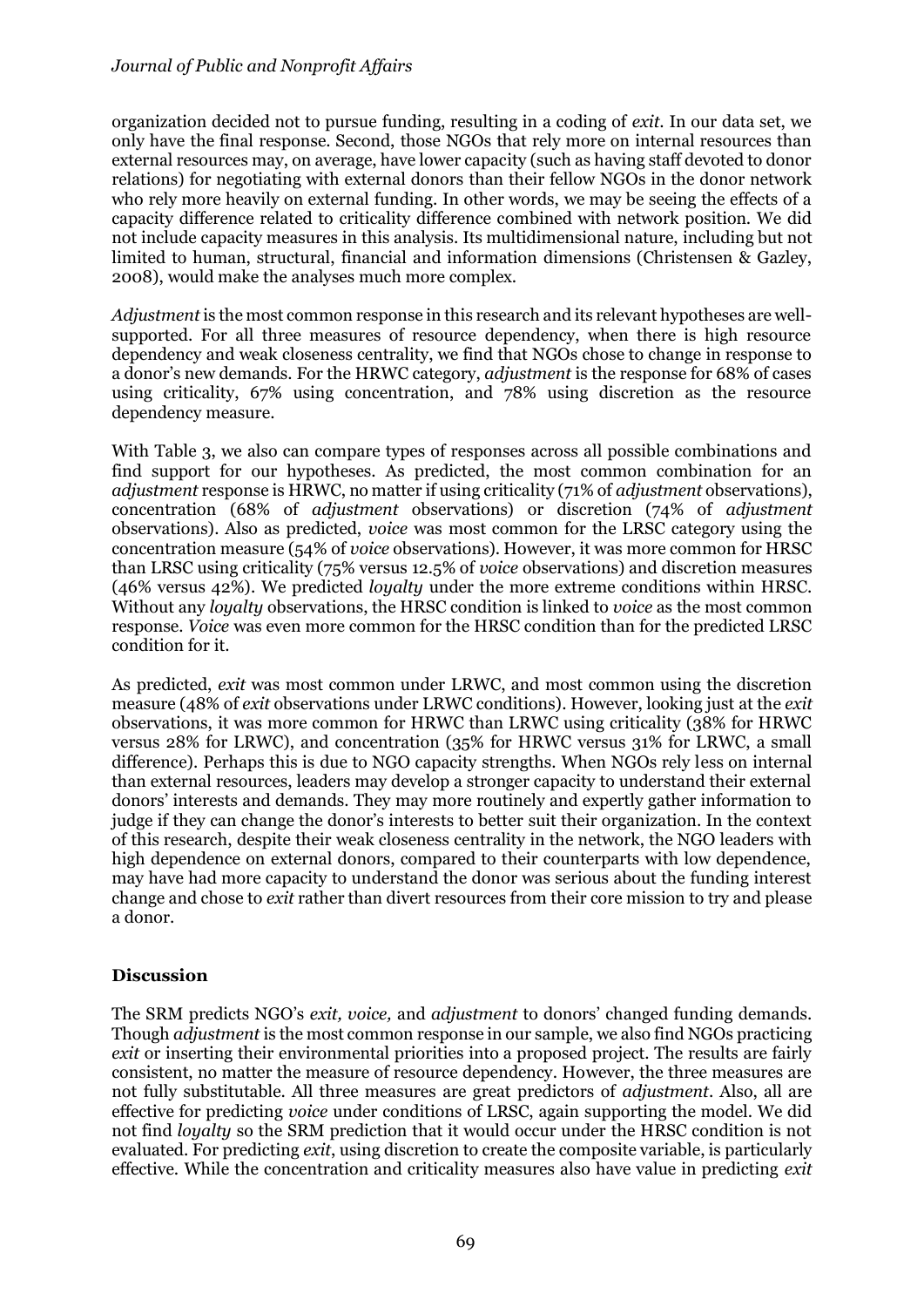organization decided not to pursue funding, resulting in a coding of *exit*. In our data set, we only have the final response. Second, those NGOs that rely more on internal resources than external resources may, on average, have lower capacity (such as having staff devoted to donor relations) for negotiating with external donors than their fellow NGOs in the donor network who rely more heavily on external funding. In other words, we may be seeing the effects of a capacity difference related to criticality difference combined with network position. We did not include capacity measures in this analysis. Its multidimensional nature, including but not limited to human, structural, financial and information dimensions (Christensen & Gazley, 2008), would make the analyses much more complex.

*Adjustment* is the most common response in this research and its relevant hypotheses are well-supported. For all three measures of resource dependency, when there is high resource dependency and weak closeness centrality, we find that NGOs chose to change in response to a donor's new demands. For the HRWC category, *adjustment* is the response for 68% of cases using criticality, 67% using concentration, and 78% using discretion as the resource dependency measure.

With Table 3, we also can compare types of responses across all possible combinations and find support for our hypotheses. As predicted, the most common combination for an *adjustment* response is HRWC, no matter if using criticality (71% of *adjustment* observations), concentration (68% of *adjustment* observations) or discretion (74% of *adjustment* observations). Also as predicted, *voice* was most common for the LRSC category using the concentration measure (54% of *voice* observations). However, it was more common for HRSC than LRSC using criticality (75% versus 12.5% of *voice* observations) and discretion measures (46% versus 42%). We predicted *loyalty* under the more extreme conditions within HRSC. Without any *loyalty* observations, the HRSC condition is linked to *voice* as the most common response. *Voice* was even more common for the HRSC condition than for the predicted LRSC condition for it.

As predicted, *exit* was most common under LRWC, and most common using the discretion measure (48% of *exit* observations under LRWC conditions). However, looking just at the *exit* observations, it was more common for HRWC than LRWC using criticality (38% for HRWC versus 28% for LRWC), and concentration (35% for HRWC versus 31% for LRWC, a small difference). Perhaps this is due to NGO capacity strengths. When NGOs rely less on internal than external resources, leaders may develop a stronger capacity to understand their external donors' interests and demands. They may more routinely and expertly gather information to judge if they can change the donor's interests to better suit their organization. In the context of this research, despite their weak closeness centrality in the network, the NGO leaders with high dependence on external donors, compared to their counterparts with low dependence, may have had more capacity to understand the donor was serious about the funding interest change and chose to *exit* rather than divert resources from their core mission to try and please a donor.

## Discussion

The SRM predicts NGO's *exit, voice,* and *adjustment* to donors' changed funding demands. Though *adjustment* is the most common response in our sample, we also find NGOs practicing *exit* or inserting their environmental priorities into a proposed project. The results are fairly consistent, no matter the measure of resource dependency. However, the three measures are not fully substitutable. All three measures are great predictors of *adjustment*. Also, all are effective for predicting *voice* under conditions of LRSC, again supporting the model. We did not find *loyalty* so the SRM prediction that it would occur under the HRSC condition is not evaluated. For predicting *exit*, using discretion to create the composite variable, is particularly effective. While the concentration and criticality measures also have value in predicting *exit*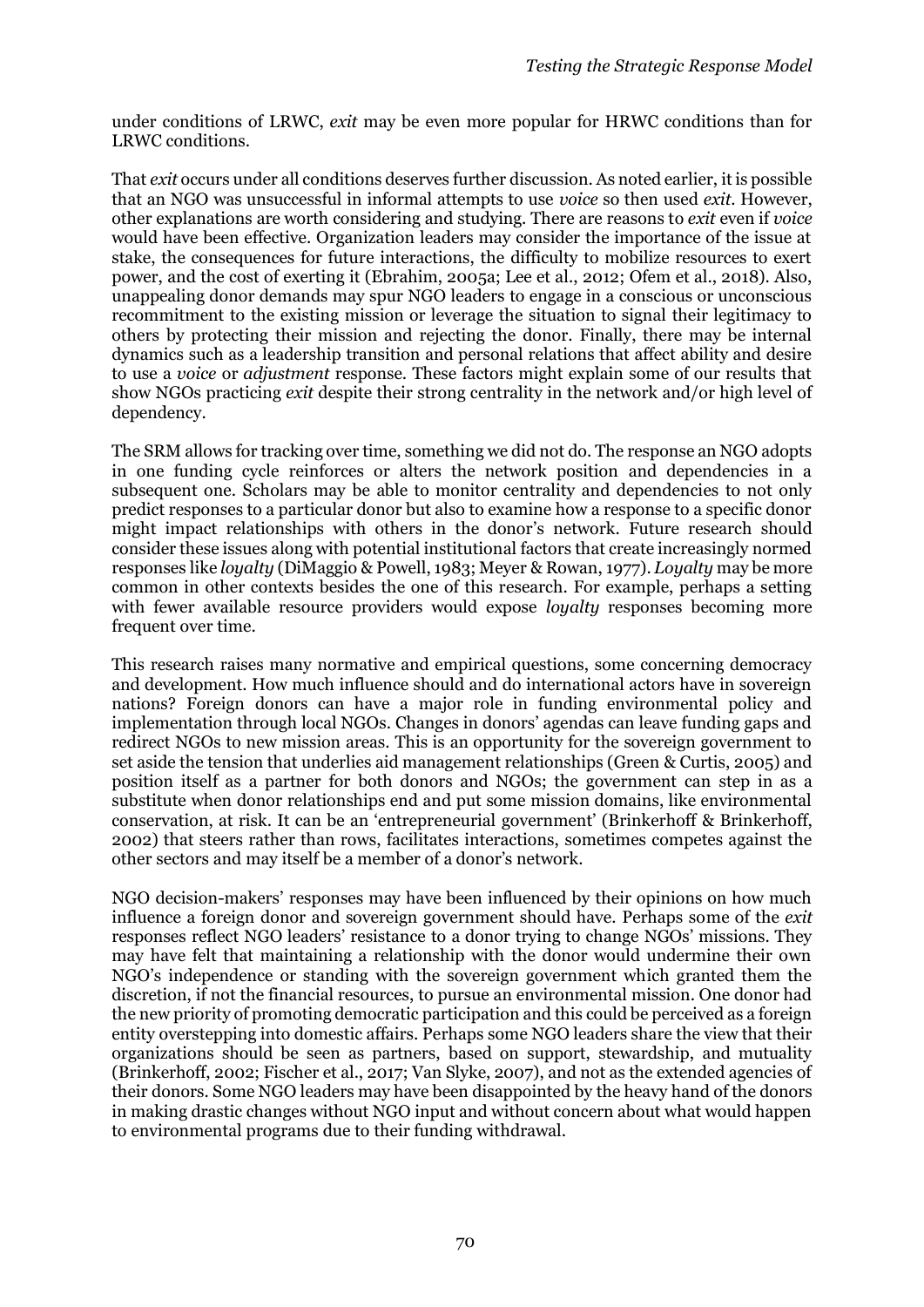under conditions of LRWC, *exit* may be even more popular for HRWC conditions than for LRWC conditions.

That *exit* occurs under all conditions deserves further discussion. As noted earlier, it is possible that an NGO was unsuccessful in informal attempts to use *voice* so then used *exit*. However, other explanations are worth considering and studying. There are reasons to *exit* even if *voice* would have been effective. Organization leaders may consider the importance of the issue at stake, the consequences for future interactions, the difficulty to mobilize resources to exert power, and the cost of exerting it (Ebrahim, 2005a; Lee et al., 2012; Ofem et al., 2018). Also, unappealing donor demands may spur NGO leaders to engage in a conscious or unconscious recommitment to the existing mission or leverage the situation to signal their legitimacy to others by protecting their mission and rejecting the donor. Finally, there may be internal dynamics such as a leadership transition and personal relations that affect ability and desire to use a *voice* or *adjustment* response. These factors might explain some of our results that show NGOs practicing *exit* despite their strong centrality in the network and/or high level of dependency.

The SRM allows for tracking over time, something we did not do. The response an NGO adopts in one funding cycle reinforces or alters the network position and dependencies in a subsequent one. Scholars may be able to monitor centrality and dependencies to not only predict responses to a particular donor but also to examine how a response to a specific donor might impact relationships with others in the donor's network. Future research should consider these issues along with potential institutional factors that create increasingly normed responses like *loyalty* (DiMaggio & Powell, 1983; Meyer & Rowan, 1977). *Loyalty* may be more common in other contexts besides the one of this research. For example, perhaps a setting with fewer available resource providers would expose *loyalty* responses becoming more frequent over time.

This research raises many normative and empirical questions, some concerning democracy and development. How much influence should and do international actors have in sovereign nations? Foreign donors can have a major role in funding environmental policy and implementation through local NGOs. Changes in donors' agendas can leave funding gaps and redirect NGOs to new mission areas. This is an opportunity for the sovereign government to set aside the tension that underlies aid management relationships (Green & Curtis, 2005) and position itself as a partner for both donors and NGOs; the government can step in as a substitute when donor relationships end and put some mission domains, like environmental conservation, at risk. It can be an 'entrepreneurial government' (Brinkerhoff & Brinkerhoff, 2002) that steers rather than rows, facilitates interactions, sometimes competes against the other sectors and may itself be a member of a donor's network.

NGO decision-makers' responses may have been influenced by their opinions on how much influence a foreign donor and sovereign government should have. Perhaps some of the *exit* responses reflect NGO leaders' resistance to a donor trying to change NGOs' missions. They may have felt that maintaining a relationship with the donor would undermine their own NGO's independence or standing with the sovereign government which granted them the discretion, if not the financial resources, to pursue an environmental mission. One donor had the new priority of promoting democratic participation and this could be perceived as a foreign entity overstepping into domestic affairs. Perhaps some NGO leaders share the view that their organizations should be seen as partners, based on support, stewardship, and mutuality (Brinkerhoff, 2002; Fischer et al., 2017; Van Slyke, 2007), and not as the extended agencies of their donors. Some NGO leaders may have been disappointed by the heavy hand of the donors in making drastic changes without NGO input and without concern about what would happen to environmental programs due to their funding withdrawal.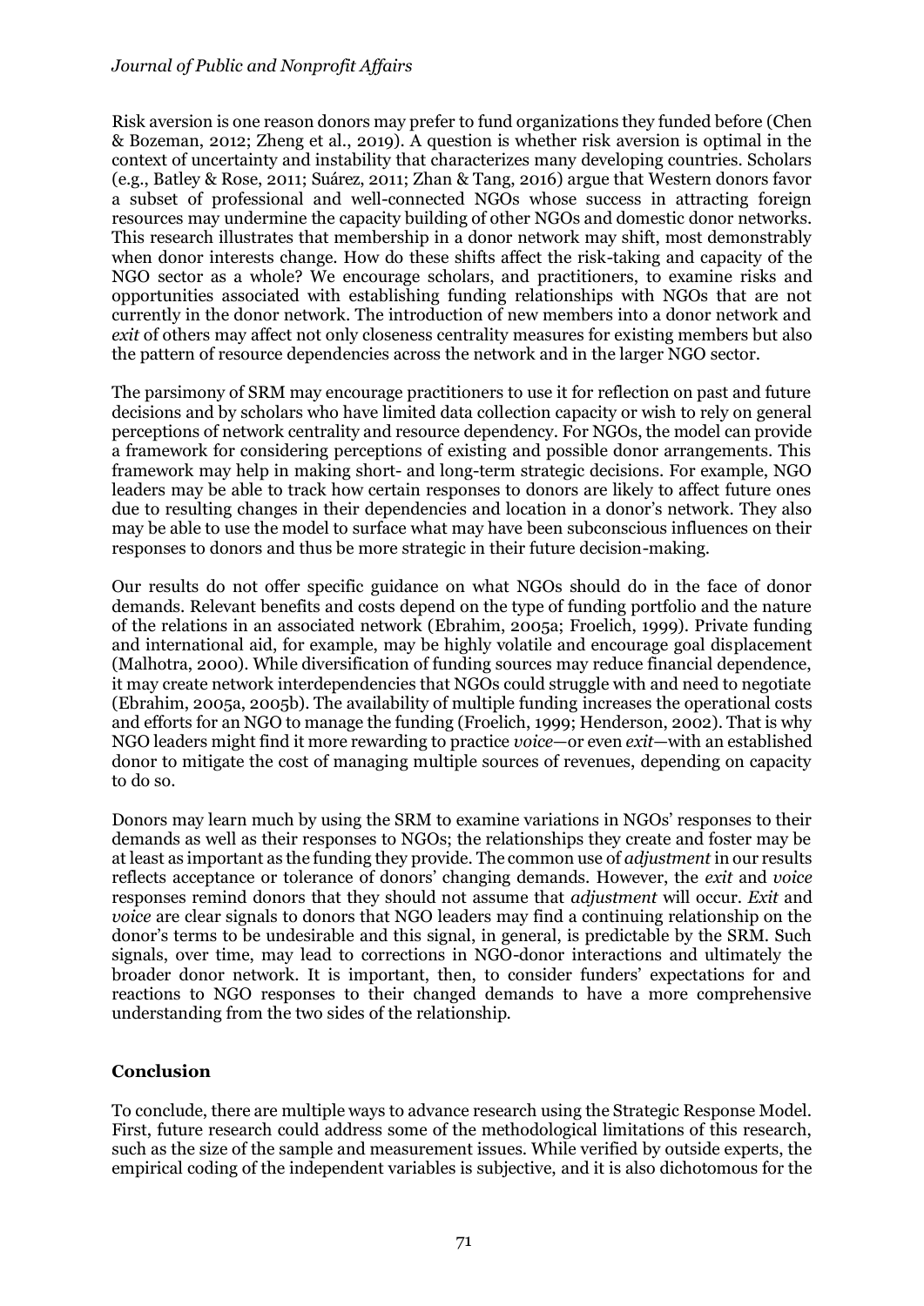Risk aversion is one reason donors may prefer to fund organizations they funded before (Chen & Bozeman, 2012; Zheng et al., 2019). A question is whether risk aversion is optimal in the context of uncertainty and instability that characterizes many developing countries. Scholars (e.g., Batley & Rose, 2011; Suárez, 2011; Zhan & Tang, 2016) argue that Western donors favor a subset of professional and well-connected NGOs whose success in attracting foreign resources may undermine the capacity building of other NGOs and domestic donor networks. This research illustrates that membership in a donor network may shift, most demonstrably when donor interests change. How do these shifts affect the risk-taking and capacity of the NGO sector as a whole? We encourage scholars, and practitioners, to examine risks and opportunities associated with establishing funding relationships with NGOs that are not currently in the donor network. The introduction of new members into a donor network and *exit* of others may affect not only closeness centrality measures for existing members but also the pattern of resource dependencies across the network and in the larger NGO sector.

The parsimony of SRM may encourage practitioners to use it for reflection on past and future decisions and by scholars who have limited data collection capacity or wish to rely on general perceptions of network centrality and resource dependency. For NGOs, the model can provide a framework for considering perceptions of existing and possible donor arrangements. This framework may help in making short- and long-term strategic decisions. For example, NGO leaders may be able to track how certain responses to donors are likely to affect future ones due to resulting changes in their dependencies and location in a donor's network. They also may be able to use the model to surface what may have been subconscious influences on their responses to donors and thus be more strategic in their future decision-making.

Our results do not offer specific guidance on what NGOs should do in the face of donor demands. Relevant benefits and costs depend on the type of funding portfolio and the nature of the relations in an associated network (Ebrahim, 2005a; Froelich, 1999). Private funding and international aid, for example, may be highly volatile and encourage goal displacement (Malhotra, 2000). While diversification of funding sources may reduce financial dependence, it may create network interdependencies that NGOs could struggle with and need to negotiate (Ebrahim, 2005a, 2005b). The availability of multiple funding increases the operational costs and efforts for an NGO to manage the funding (Froelich, 1999; Henderson, 2002). That is why NGO leaders might find it more rewarding to practice *voice*—or even *exit*—with an established donor to mitigate the cost of managing multiple sources of revenues, depending on capacity to do so.

Donors may learn much by using the SRM to examine variations in NGOs' responses to their demands as well as their responses to NGOs; the relationships they create and foster may be at least as important as the funding they provide. The common use of *adjustment* in our results reflects acceptance or tolerance of donors' changing demands. However, the *exit* and *voice* responses remind donors that they should not assume that *adjustment* will occur. *Exit* and *voice* are clear signals to donors that NGO leaders may find a continuing relationship on the donor's terms to be undesirable and this signal, in general, is predictable by the SRM. Such signals, over time, may lead to corrections in NGO-donor interactions and ultimately the broader donor network. It is important, then, to consider funders' expectations for and reactions to NGO responses to their changed demands to have a more comprehensive understanding from the two sides of the relationship.

## Conclusion

To conclude, there are multiple ways to advance research using the Strategic Response Model. First, future research could address some of the methodological limitations of this research, such as the size of the sample and measurement issues. While verified by outside experts, the empirical coding of the independent variables is subjective, and it is also dichotomous for the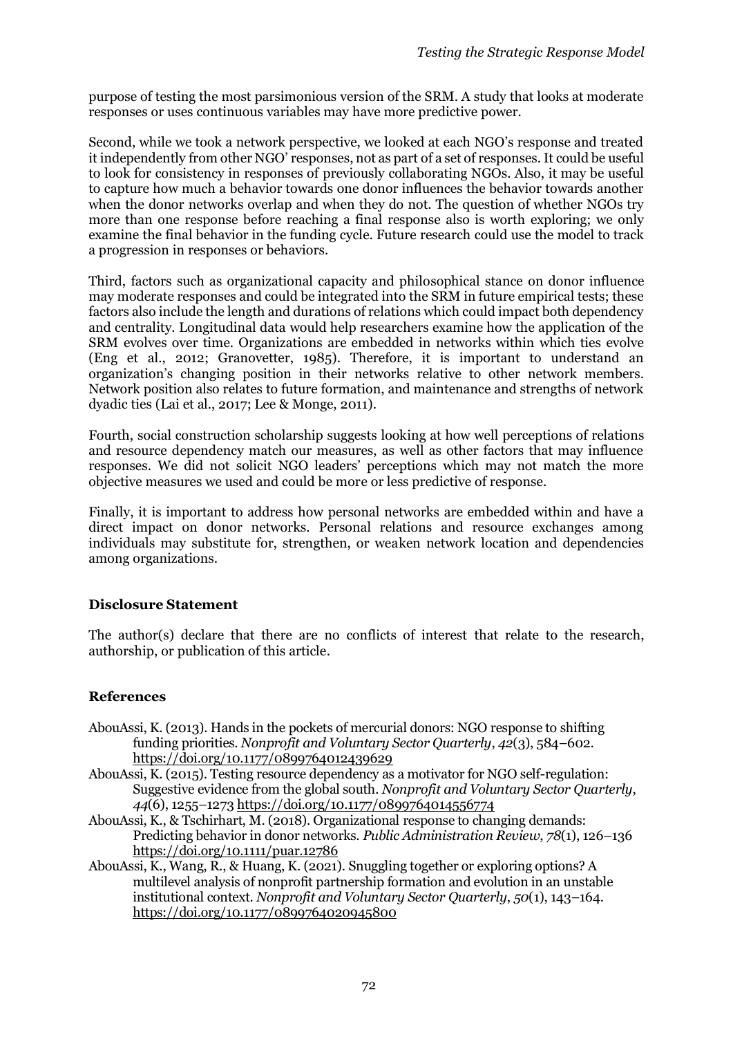purpose of testing the most parsimonious version of the SRM. A study that looks at moderate responses or uses continuous variables may have more predictive power.

Second, while we took a network perspective, we looked at each NGO's response and treated it independently from other NGO' responses, not as part of a set of responses. It could be useful to look for consistency in responses of previously collaborating NGOs. Also, it may be useful to capture how much a behavior towards one donor influences the behavior towards another when the donor networks overlap and when they do not. The question of whether NGOs try more than one response before reaching a final response also is worth exploring; we only examine the final behavior in the funding cycle. Future research could use the model to track a progression in responses or behaviors.

Third, factors such as organizational capacity and philosophical stance on donor influence may moderate responses and could be integrated into the SRM in future empirical tests; these factors also include the length and durations of relations which could impact both dependency and centrality. Longitudinal data would help researchers examine how the application of the SRM evolves over time. Organizations are embedded in networks within which ties evolve (Eng et al., 2012; Granovetter, 1985). Therefore, it is important to understand an organization's changing position in their networks relative to other network members. Network position also relates to future formation, and maintenance and strengths of network dyadic ties (Lai et al., 2017; Lee & Monge, 2011).

Fourth, social construction scholarship suggests looking at how well perceptions of relations and resource dependency match our measures, as well as other factors that may influence responses. We did not solicit NGO leaders' perceptions which may not match the more objective measures we used and could be more or less predictive of response.

Finally, it is important to address how personal networks are embedded within and have a direct impact on donor networks. Personal relations and resource exchanges among individuals may substitute for, strengthen, or weaken network location and dependencies among organizations.

## Disclosure Statement

The author(s) declare that there are no conflicts of interest that relate to the research, authorship, or publication of this article.

## References

AbouAssi, K. (2013). Hands in the pockets of mercurial donors: NGO response to shifting funding priorities. *Nonprofit and Voluntary Sector Quarterly*, *42*(3), 584–602. https://doi.org/10.1177/0899764012439629

AbouAssi, K. (2015). Testing resource dependency as a motivator for NGO self-regulation: Suggestive evidence from the global south. *Nonprofit and Voluntary Sector Quarterly*, *44*(6), 1255–1273 https://doi.org/10.1177/0899764014556774

AbouAssi, K., & Tschirhart, M. (2018). Organizational response to changing demands: Predicting behavior in donor networks. *Public Administration Review*, *78*(1), 126–136 https://doi.org/10.1111/puar.12786

AbouAssi, K., Wang, R., & Huang, K. (2021). Snuggling together or exploring options? A multilevel analysis of nonprofit partnership formation and evolution in an unstable institutional context. *Nonprofit and Voluntary Sector Quarterly*, *50*(1), 143–164. https://doi.org/10.1177/0899764020945800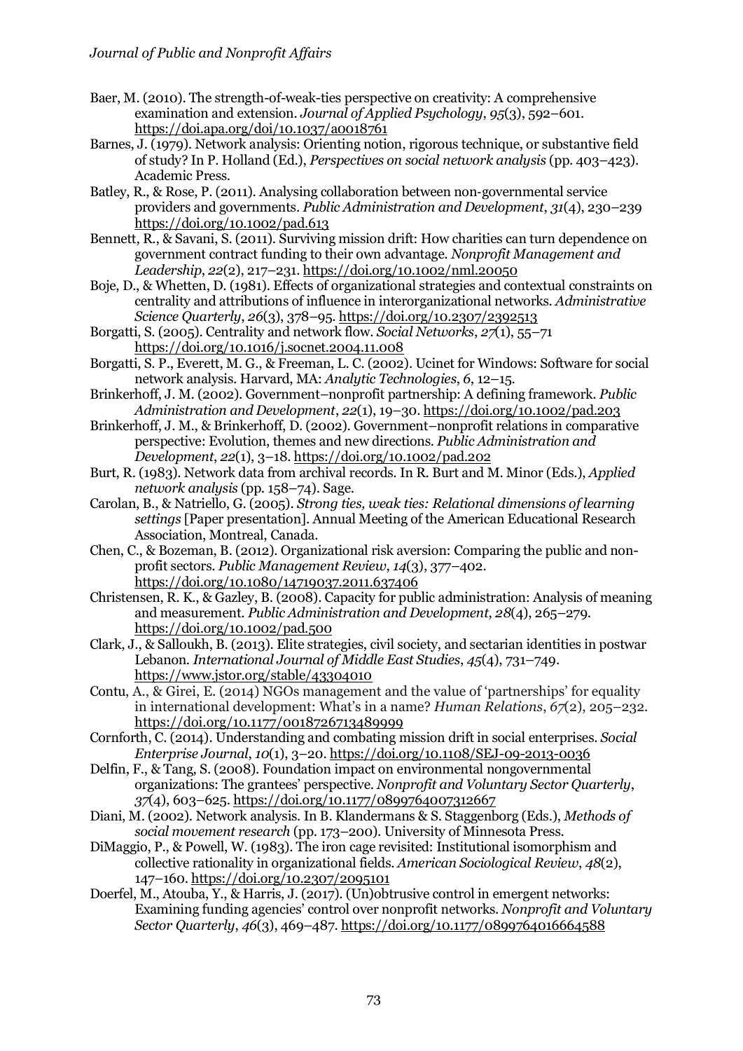Baer, M. (2010). The strength-of-weak-ties perspective on creativity: A comprehensive examination and extension. *Journal of Applied Psychology*, *95*(3), 592–601. https://doi.apa.org/doi/10.1037/a0018761

Barnes, J. (1979). Network analysis: Orienting notion, rigorous technique, or substantive field of study? In P. Holland (Ed.), *Perspectives on social network analysis* (pp. 403–423). Academic Press.

Batley, R., & Rose, P. (2011). Analysing collaboration between non-governmental service providers and governments. *Public Administration and Development*, *31*(4), 230–239 https://doi.org/10.1002/pad.613

Bennett, R., & Savani, S. (2011). Surviving mission drift: How charities can turn dependence on government contract funding to their own advantage. *Nonprofit Management and Leadership*, *22*(2), 217–231. https://doi.org/10.1002/nml.20050

Boje, D., & Whetten, D. (1981). Effects of organizational strategies and contextual constraints on centrality and attributions of influence in interorganizational networks. *Administrative Science Quarterly*, *26*(3), 378–95. https://doi.org/10.2307/2392513

Borgatti, S. (2005). Centrality and network flow. *Social Networks*, *27*(1), 55–71 https://doi.org/10.1016/j.socnet.2004.11.008

Borgatti, S. P., Everett, M. G., & Freeman, L. C. (2002). Ucinet for Windows: Software for social network analysis. Harvard, MA: *Analytic Technologies*, *6*, 12–15.

Brinkerhoff, J. M. (2002). Government–nonprofit partnership: A defining framework. *Public Administration and Development*, *22*(1), 19–30. https://doi.org/10.1002/pad.203

Brinkerhoff, J. M., & Brinkerhoff, D. (2002). Government–nonprofit relations in comparative perspective: Evolution, themes and new directions. *Public Administration and Development*, *22*(1), 3–18. https://doi.org/10.1002/pad.202

Burt, R. (1983). Network data from archival records. In R. Burt and M. Minor (Eds.), *Applied network analysis* (pp. 158–74). Sage.

Carolan, B., & Natriello, G. (2005). *Strong ties, weak ties: Relational dimensions of learning settings* [Paper presentation]. Annual Meeting of the American Educational Research Association, Montreal, Canada.

Chen, C., & Bozeman, B. (2012). Organizational risk aversion: Comparing the public and non-profit sectors. *Public Management Review*, *14*(3), 377–402. https://doi.org/10.1080/14719037.2011.637406

Christensen, R. K., & Gazley, B. (2008). Capacity for public administration: Analysis of meaning and measurement. *Public Administration and Development*, *28*(4), 265–279. https://doi.org/10.1002/pad.500

Clark, J., & Salloukh, B. (2013). Elite strategies, civil society, and sectarian identities in postwar Lebanon. *International Journal of Middle East Studies*, *45*(4), 731–749. https://www.jstor.org/stable/43304010

Contu, A., & Girei, E. (2014) NGOs management and the value of 'partnerships' for equality in international development: What's in a name? *Human Relations*, *67*(2), 205–232. https://doi.org/10.1177/0018726713489999

Cornforth, C. (2014). Understanding and combating mission drift in social enterprises. *Social Enterprise Journal*, *10*(1), 3–20. https://doi.org/10.1108/SEJ-09-2013-0036

Delfin, F., & Tang, S. (2008). Foundation impact on environmental nongovernmental organizations: The grantees' perspective. *Nonprofit and Voluntary Sector Quarterly*, *37*(4), 603–625. https://doi.org/10.1177/0899764007312667

Diani, M. (2002). Network analysis. In B. Klandermans & S. Staggenborg (Eds.), *Methods of social movement research* (pp. 173–200). University of Minnesota Press.

DiMaggio, P., & Powell, W. (1983). The iron cage revisited: Institutional isomorphism and collective rationality in organizational fields. *American Sociological Review*, *48*(2), 147–160. https://doi.org/10.2307/2095101

Doerfel, M., Atouba, Y., & Harris, J. (2017). (Un)obtrusive control in emergent networks: Examining funding agencies' control over nonprofit networks. *Nonprofit and Voluntary Sector Quarterly*, *46*(3), 469–487. https://doi.org/10.1177/0899764016664588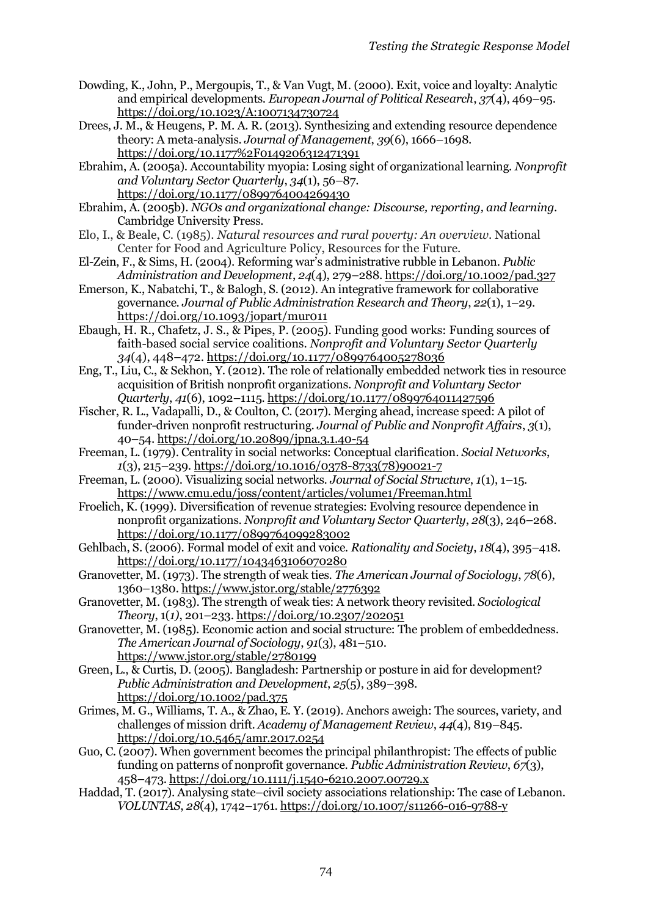Dowding, K., John, P., Mergoupis, T., & Van Vugt, M. (2000). Exit, voice and loyalty: Analytic and empirical developments. *European Journal of Political Research*, *37*(4), 469–95. https://doi.org/10.1023/A:1007134730724

Drees, J. M., & Heugens, P. M. A. R. (2013). Synthesizing and extending resource dependence theory: A meta-analysis. *Journal of Management*, *39*(6), 1666–1698. https://doi.org/10.1177%2F0149206312471391

Ebrahim, A. (2005a). Accountability myopia: Losing sight of organizational learning. *Nonprofit and Voluntary Sector Quarterly*, *34*(1), 56–87. https://doi.org/10.1177/0899764004269430

Ebrahim, A. (2005b). *NGOs and organizational change: Discourse, reporting, and learning*. Cambridge University Press.

Elo, I., & Beale, C. (1985). *Natural resources and rural poverty: An overview*. National Center for Food and Agriculture Policy, Resources for the Future.

El-Zein, F., & Sims, H. (2004). Reforming war's administrative rubble in Lebanon. *Public Administration and Development*, *24*(4), 279–288. https://doi.org/10.1002/pad.327

Emerson, K., Nabatchi, T., & Balogh, S. (2012). An integrative framework for collaborative governance. *Journal of Public Administration Research and Theory*, *22*(1), 1–29. https://doi.org/10.1093/jopart/mur011

Ebaugh, H. R., Chafetz, J. S., & Pipes, P. (2005). Funding good works: Funding sources of faith-based social service coalitions. *Nonprofit and Voluntary Sector Quarterly* *34*(4), 448–472. https://doi.org/10.1177/0899764005278036

Eng, T., Liu, C., & Sekhon, Y. (2012). The role of relationally embedded network ties in resource acquisition of British nonprofit organizations. *Nonprofit and Voluntary Sector Quarterly*, *41*(6), 1092–1115. https://doi.org/10.1177/0899764011427596

Fischer, R. L., Vadapalli, D., & Coulton, C. (2017). Merging ahead, increase speed: A pilot of funder-driven nonprofit restructuring. *Journal of Public and Nonprofit Affairs*, *3*(1), 40–54. https://doi.org/10.20899/jpna.3.1.40-54

Freeman, L. (1979). Centrality in social networks: Conceptual clarification. *Social Networks*, *1*(3), 215–239. https://doi.org/10.1016/0378-8733(78)90021-7

Freeman, L. (2000). Visualizing social networks. *Journal of Social Structure*, *1*(1), 1–15. https://www.cmu.edu/joss/content/articles/volume1/Freeman.html

Froelich, K. (1999). Diversification of revenue strategies: Evolving resource dependence in nonprofit organizations. *Nonprofit and Voluntary Sector Quarterly*, *28*(3), 246–268. https://doi.org/10.1177/0899764099283002

Gehlbach, S. (2006). Formal model of exit and voice. *Rationality and Society*, *18*(4), 395–418. https://doi.org/10.1177/1043463106070280

Granovetter, M. (1973). The strength of weak ties. *The American Journal of Sociology*, *78*(6), 1360–1380. https://www.jstor.org/stable/2776392

Granovetter, M. (1983). The strength of weak ties: A network theory revisited. *Sociological Theory*, 1(*1)*, 201–233. https://doi.org/10.2307/202051

Granovetter, M. (1985). Economic action and social structure: The problem of embeddedness. *The American Journal of Sociology*, *91*(3), 481–510. https://www.jstor.org/stable/2780199

Green, L., & Curtis, D. (2005). Bangladesh: Partnership or posture in aid for development? *Public Administration and Development*, *25*(5), 389–398. https://doi.org/10.1002/pad.375

Grimes, M. G., Williams, T. A., & Zhao, E. Y. (2019). Anchors aweigh: The sources, variety, and challenges of mission drift. *Academy of Management Review*, *44*(4), 819–845. https://doi.org/10.5465/amr.2017.0254

Guo, C. (2007). When government becomes the principal philanthropist: The effects of public funding on patterns of nonprofit governance. *Public Administration Review*, *67*(3), 458–473. https://doi.org/10.1111/j.1540-6210.2007.00729.x

Haddad, T. (2017). Analysing state–civil society associations relationship: The case of Lebanon. *VOLUNTAS*, *28*(4), 1742–1761. https://doi.org/10.1007/s11266-016-9788-y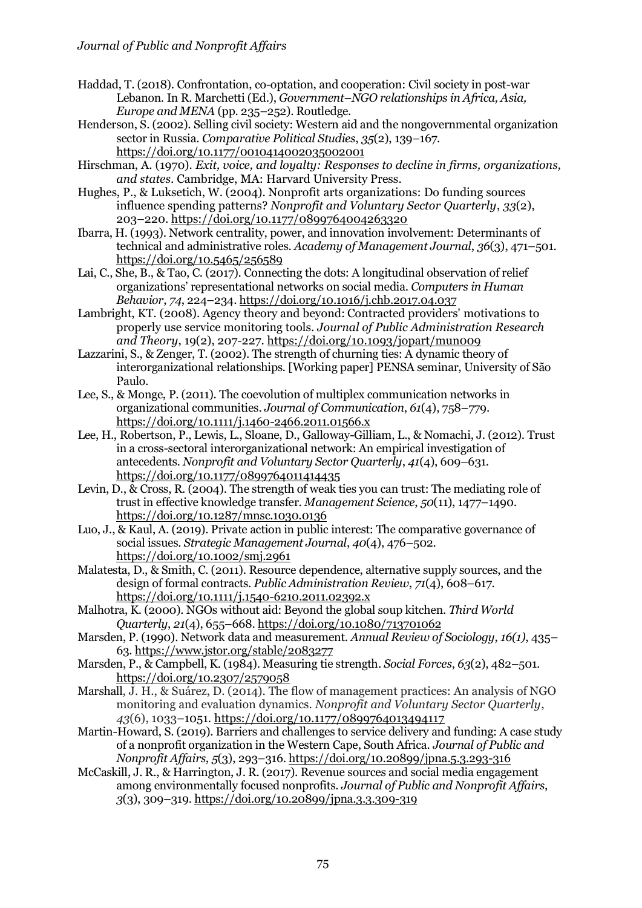Haddad, T. (2018). Confrontation, co-optation, and cooperation: Civil society in post-war Lebanon. In R. Marchetti (Ed.), *Government–NGO relationships in Africa, Asia, Europe and MENA* (pp. 235–252). Routledge.

Henderson, S. (2002). Selling civil society: Western aid and the nongovernmental organization sector in Russia. *Comparative Political Studies*, *35*(2), 139–167. https://doi.org/10.1177/0010414002035002001

Hirschman, A. (1970). *Exit, voice, and loyalty: Responses to decline in firms, organizations, and states*. Cambridge, MA: Harvard University Press.

Hughes, P., & Luksetich, W. (2004). Nonprofit arts organizations: Do funding sources influence spending patterns? *Nonprofit and Voluntary Sector Quarterly*, *33*(2), 203–220. https://doi.org/10.1177/0899764004263320

Ibarra, H. (1993). Network centrality, power, and innovation involvement: Determinants of technical and administrative roles. *Academy of Management Journal*, *36*(3), 471–501. https://doi.org/10.5465/256589

Lai, C., She, B., & Tao, C. (2017). Connecting the dots: A longitudinal observation of relief organizations' representational networks on social media. *Computers in Human Behavior*, *74*, 224–234. https://doi.org/10.1016/j.chb.2017.04.037

Lambright, KT. (2008). Agency theory and beyond: Contracted providers' motivations to properly use service monitoring tools. *Journal of Public Administration Research and Theory*, 19(2), 207-227. https://doi.org/10.1093/jopart/mun009

Lazzarini, S., & Zenger, T. (2002). The strength of churning ties: A dynamic theory of interorganizational relationships. [Working paper] PENSA seminar, University of São Paulo.

Lee, S., & Monge, P. (2011). The coevolution of multiplex communication networks in organizational communities. *Journal of Communication*, *61*(4), 758–779. https://doi.org/10.1111/j.1460-2466.2011.01566.x

Lee, H., Robertson, P., Lewis, L., Sloane, D., Galloway-Gilliam, L., & Nomachi, J. (2012). Trust in a cross-sectoral interorganizational network: An empirical investigation of antecedents. *Nonprofit and Voluntary Sector Quarterly*, *41*(4), 609–631. https://doi.org/10.1177/0899764011414435

Levin, D., & Cross, R. (2004). The strength of weak ties you can trust: The mediating role of trust in effective knowledge transfer. *Management Science*, *50*(11), 1477–1490. https://doi.org/10.1287/mnsc.1030.0136

Luo, J., & Kaul, A. (2019). Private action in public interest: The comparative governance of social issues. *Strategic Management Journal*, *40*(4), 476–502. https://doi.org/10.1002/smj.2961

Malatesta, D., & Smith, C. (2011). Resource dependence, alternative supply sources, and the design of formal contracts. *Public Administration Review*, *71*(4), 608–617. https://doi.org/10.1111/j.1540-6210.2011.02392.x

Malhotra, K. (2000). NGOs without aid: Beyond the global soup kitchen. *Third World Quarterly*, *21*(4), 655–668. https://doi.org/10.1080/713701062

Marsden, P. (1990). Network data and measurement. *Annual Review of Sociology*, *16(1)*, 435–63. https://www.jstor.org/stable/2083277

Marsden, P., & Campbell, K. (1984). Measuring tie strength. *Social Forces*, *63*(2), 482–501. https://doi.org/10.2307/2579058

Marshall, J. H., & Suárez, D. (2014). The flow of management practices: An analysis of NGO monitoring and evaluation dynamics. *Nonprofit and Voluntary Sector Quarterly*, *43*(6), 1033–1051. https://doi.org/10.1177/0899764013494117

Martin-Howard, S. (2019). Barriers and challenges to service delivery and funding: A case study of a nonprofit organization in the Western Cape, South Africa. *Journal of Public and Nonprofit Affairs*, *5*(3), 293–316. https://doi.org/10.20899/jpna.5.3.293-316

McCaskill, J. R., & Harrington, J. R. (2017). Revenue sources and social media engagement among environmentally focused nonprofits. *Journal of Public and Nonprofit Affairs*, *3*(3), 309–319. https://doi.org/10.20899/jpna.3.3.309-319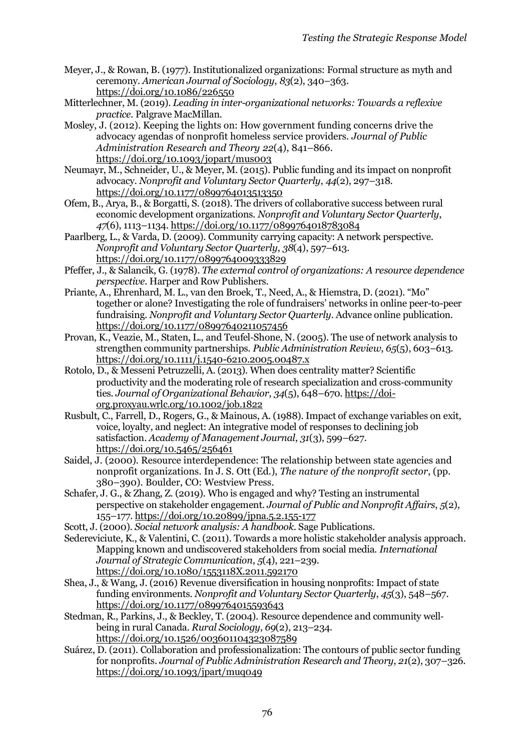Meyer, J., & Rowan, B. (1977). Institutionalized organizations: Formal structure as myth and ceremony. *American Journal of Sociology*, *83*(2), 340–363. https://doi.org/10.1086/226550

Mitterlechner, M. (2019). *Leading in inter-organizational networks: Towards a reflexive practice*. Palgrave MacMillan.

Mosley, J. (2012). Keeping the lights on: How government funding concerns drive the advocacy agendas of nonprofit homeless service providers. *Journal of Public Administration Research and Theory 22*(4), 841–866. https://doi.org/10.1093/jopart/mus003

Neumayr, M., Schneider, U., & Meyer, M. (2015). Public funding and its impact on nonprofit advocacy. *Nonprofit and Voluntary Sector Quarterly*, *44*(2), 297–318. https://doi.org/10.1177/0899764013513350

Ofem, B., Arya, B., & Borgatti, S. (2018). The drivers of collaborative success between rural economic development organizations. *Nonprofit and Voluntary Sector Quarterly*, *47*(6), 1113–1134. https://doi.org/10.1177/0899764018783084

Paarlberg, L., & Varda, D. (2009). Community carrying capacity: A network perspective. *Nonprofit and Voluntary Sector Quarterly*, *38*(4), 597–613. https://doi.org/10.1177/0899764009333829

Pfeffer, J., & Salancik, G. (1978). *The external control of organizations: A resource dependence perspective*. Harper and Row Publishers.

Priante, A., Ehrenhard, M. L., van den Broek, T., Need, A., & Hiemstra, D. (2021). "Mo" together or alone? Investigating the role of fundraisers' networks in online peer-to-peer fundraising. *Nonprofit and Voluntary Sector Quarterly*. Advance online publication. https://doi.org/10.1177/08997640211057456

Provan, K., Veazie, M., Staten, L., and Teufel-Shone, N. (2005). The use of network analysis to strengthen community partnerships. *Public Administration Review*, *65*(5), 603–613. https://doi.org/10.1111/j.1540-6210.2005.00487.x

Rotolo, D., & Messeni Petruzzelli, A. (2013). When does centrality matter? Scientific productivity and the moderating role of research specialization and cross-community ties. *Journal of Organizational Behavior*, *34*(5), 648–670. https://doi-org.proxyau.wrlc.org/10.1002/job.1822

Rusbult, C., Farrell, D., Rogers, G., & Mainous, A. (1988). Impact of exchange variables on exit, voice, loyalty, and neglect: An integrative model of responses to declining job satisfaction. *Academy of Management Journal*, *31*(3), 599–627. https://doi.org/10.5465/256461

Saidel, J. (2000). Resource interdependence: The relationship between state agencies and nonprofit organizations. In J. S. Ott (Ed.), *The nature of the nonprofit sector*, (pp. 380–390). Boulder, CO: Westview Press.

Schafer, J. G., & Zhang, Z. (2019). Who is engaged and why? Testing an instrumental perspective on stakeholder engagement. *Journal of Public and Nonprofit Affairs*, *5*(2), 155–177. https://doi.org/10.20899/jpna.5.2.155-177

Scott, J. (2000). *Social network analysis: A handbook*. Sage Publications.

Sedereviciute, K., & Valentini, C. (2011). Towards a more holistic stakeholder analysis approach. Mapping known and undiscovered stakeholders from social media. *International Journal of Strategic Communication*, *5*(4), 221–239. https://doi.org/10.1080/1553118X.2011.592170

Shea, J., & Wang, J. (2016) Revenue diversification in housing nonprofits: Impact of state funding environments. *Nonprofit and Voluntary Sector Quarterly*, *45*(3), 548–567. https://doi.org/10.1177/0899764015593643

Stedman, R., Parkins, J., & Beckley, T. (2004). Resource dependence and community well-being in rural Canada. *Rural Sociology*, *69*(2), 213–234. https://doi.org/10.1526/003601104323087589

Suárez, D. (2011). Collaboration and professionalization: The contours of public sector funding for nonprofits. *Journal of Public Administration Research and Theory*, *21*(2), 307–326. https://doi.org/10.1093/jpart/muq049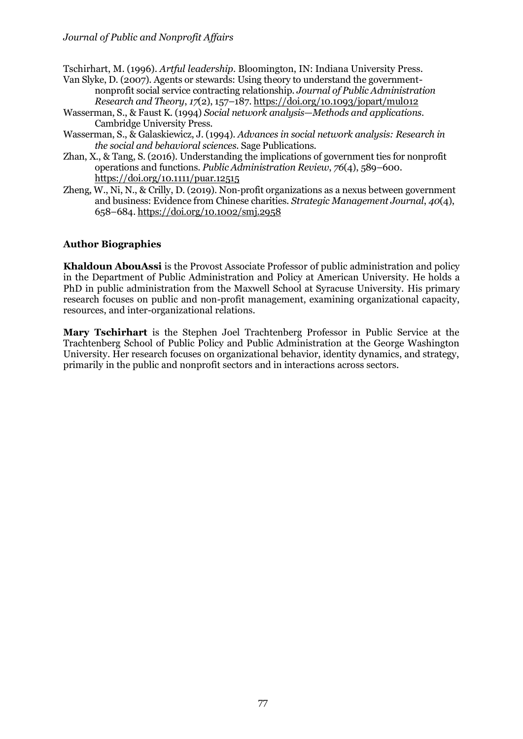Tschirhart, M. (1996). *Artful leadership*. Bloomington, IN: Indiana University Press.

Van Slyke, D. (2007). Agents or stewards: Using theory to understand the government-nonprofit social service contracting relationship. *Journal of Public Administration Research and Theory*, *17*(2), 157–187. https://doi.org/10.1093/jopart/mul012

Wasserman, S., & Faust K. (1994) *Social network analysis—Methods and applications*. Cambridge University Press.

Wasserman, S., & Galaskiewicz, J. (1994). *Advances in social network analysis: Research in the social and behavioral sciences*. Sage Publications.

Zhan, X., & Tang, S. (2016). Understanding the implications of government ties for nonprofit operations and functions. *Public Administration Review*, *76*(4), 589–600. https://doi.org/10.1111/puar.12515

Zheng, W., Ni, N., & Crilly, D. (2019). Non-profit organizations as a nexus between government and business: Evidence from Chinese charities. *Strategic Management Journal*, *40*(4), 658–684. https://doi.org/10.1002/smj.2958

## Author Biographies

**Khaldoun AbouAssi** is the Provost Associate Professor of public administration and policy in the Department of Public Administration and Policy at American University. He holds a PhD in public administration from the Maxwell School at Syracuse University. His primary research focuses on public and non-profit management, examining organizational capacity, resources, and inter-organizational relations.

**Mary Tschirhart** is the Stephen Joel Trachtenberg Professor in Public Service at the Trachtenberg School of Public Policy and Public Administration at the George Washington University. Her research focuses on organizational behavior, identity dynamics, and strategy, primarily in the public and nonprofit sectors and in interactions across sectors.